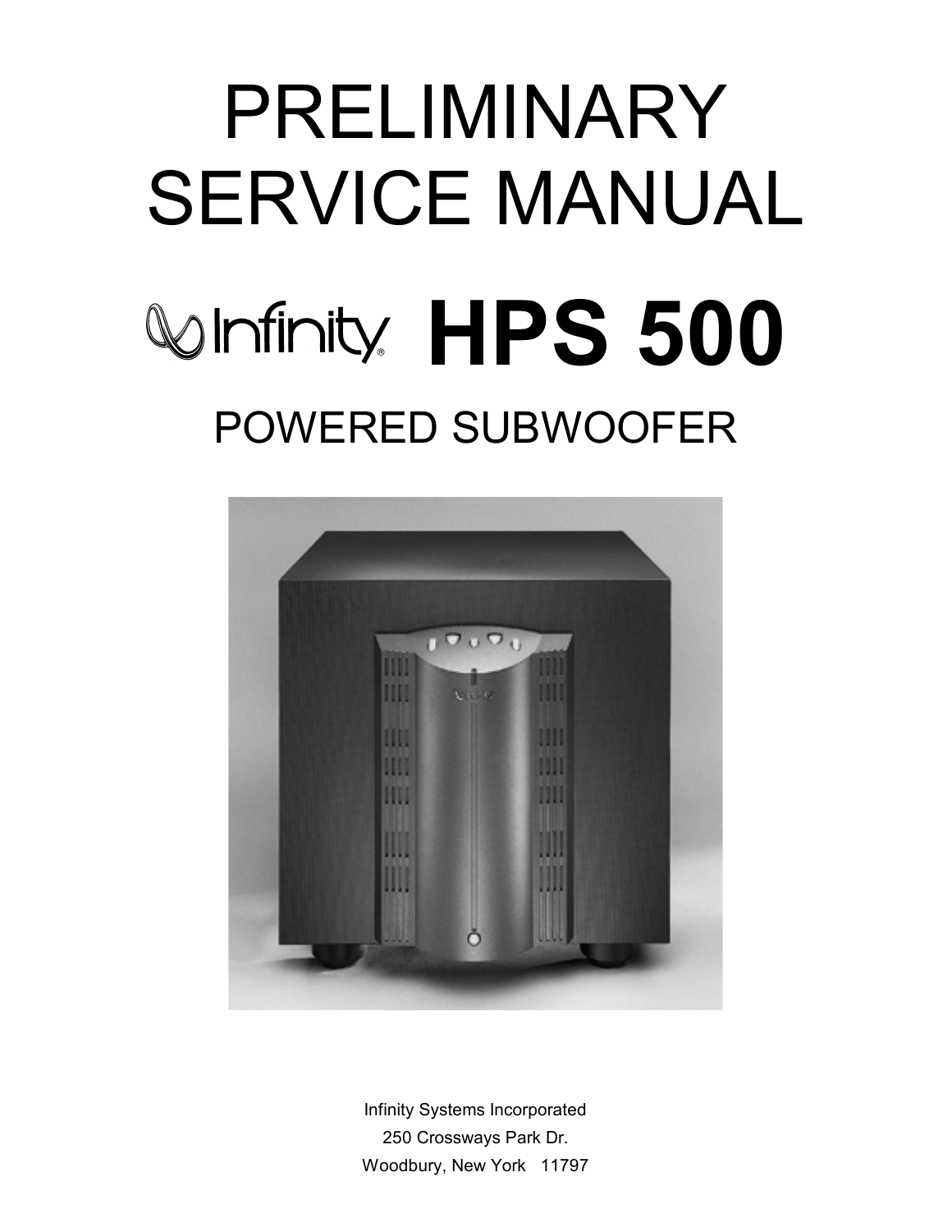# PRELIMINARY SERVICE MANUAL

# Infinity HPS 500

## POWERED SUBWOOFER

Infinity Systems Incorporated
250 Crossways Park Dr.
Woodbury, New York 11797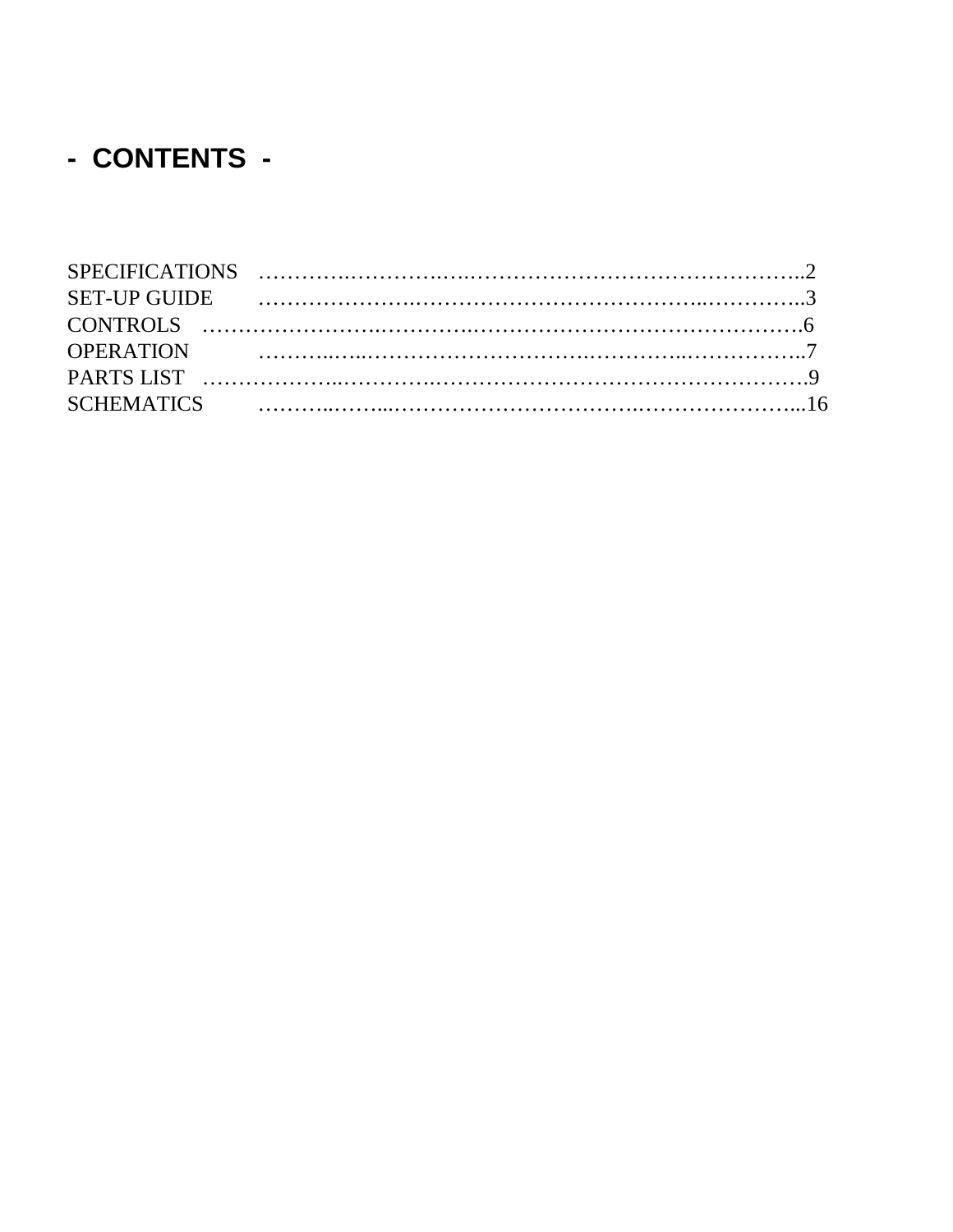# - CONTENTS -

SPECIFICATIONS ………………………………………………………………..2
SET-UP GUIDE ……………………………………………………………..3
CONTROLS ……………………………………………………………….6
OPERATION ……………………………………………………………..7
PARTS LIST ………………………………………………………………9
SCHEMATICS ……………………………………………………………...16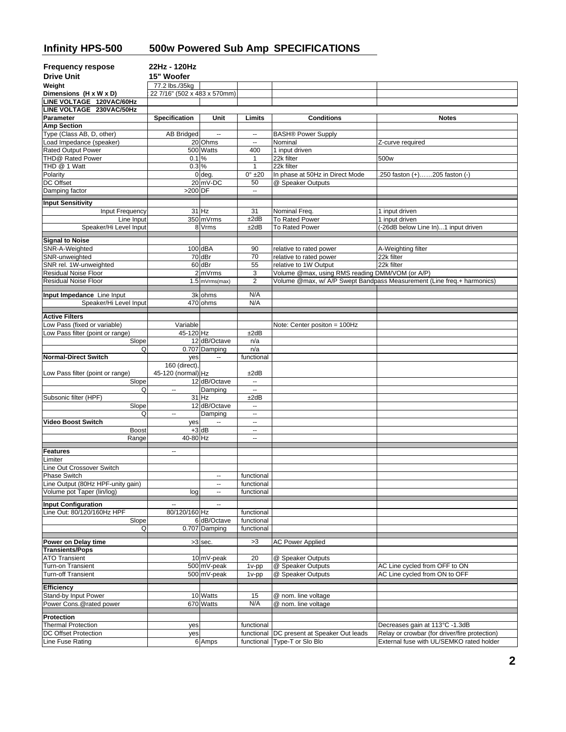# Infinity HPS-500 500w Powered Sub Amp SPECIFICATIONS

**Frequency respose** 22Hz - 120Hz

**Drive Unit** 15" Woofer

| | | | | | |
|---|---|---|---|---|---|
| **Weight** | 77.2 lbs./35kg | | | | |
| **Dimensions (H x W x D)** | 22 7/16" (502 x 483 x 570mm) | | | | |
| **LINE VOLTAGE 120VAC/60Hz** | | | | | |
| **LINE VOLTAGE 230VAC/50Hz** | | | | | |
| **Parameter** | **Specification** | **Unit** | **Limits** | **Conditions** | **Notes** |
| **Amp Section** | | | | | |
| Type (Class AB, D, other) | AB Bridged | -- | -- | BASH® Power Supply | |
| Load Impedance (speaker) | 20 | Ohms | -- | Nominal | Z-curve required |
| Rated Output Power | 500 | Watts | 400 | 1 input driven | |
| THD@ Rated Power | 0.1 | % | 1 | 22k filter | 500w |
| THD @ 1 Watt | 0.3 | % | 1 | 22k filter | |
| Polarity | 0 | deg. | 0° ±20 | In phase at 50Hz in Direct Mode | .250 faston (+)……205 faston (-) |
| DC Offset | 20 | mV-DC | 50 | @ Speaker Outputs | |
| Damping factor | >200 | DF | -- | | |
| **Input Sensitivity** | | | | | |
| Input Frequency | 31 | Hz | 31 | Nominal Freq. | 1 input driven |
| Line Input | 350 | mVrms | ±2dB | To Rated Power | 1 input driven |
| Speaker/Hi Level Input | 8 | Vrms | ±2dB | To Rated Power | (-26dB below Line In)...1 input driven |
| **Signal to Noise** | | | | | |
| SNR-A-Weighted | 100 | dBA | 90 | relative to rated power | A-Weighting filter |
| SNR-unweighted | 70 | dBr | 70 | relative to rated power | 22k filter |
| SNR rel. 1W-unweighted | 60 | dBr | 55 | relative to 1W Output | 22k filter |
| Residual Noise Floor | 2 | mVrms | 3 | Volume @max, using RMS reading DMM/VOM (or A/P) | |
| Residual Noise Floor | 1.5 | mVrms(max) | 2 | Volume @max, w/ A/P Swept Bandpass Measurement (Line freq.+ harmonics) | |
| **Input Impedance** Line Input | 3k | ohms | N/A | | |
| Speaker/Hi Level Input | 470 | ohms | N/A | | |
| **Active Filters** | | | | | |
| Low Pass (fixed or variable) | Variable | | | Note: Center positon = 100Hz | |
| Low Pass filter (point or range) | 45-120 | Hz | ±2dB | | |
| Slope | 12 | dB/Octave | n/a | | |
| Q | 0.707 | Damping | n/a | | |
| **Normal-Direct Switch** | yes | -- | functional | | |
| Low Pass filter (point or range) | 160 (direct), 45-120 (normal) | Hz | ±2dB | | |
| Slope | 12 | dB/Octave | -- | | |
| Q | -- | Damping | -- | | |
| Subsonic filter (HPF) | 31 | Hz | ±2dB | | |
| Slope | 12 | dB/Octave | -- | | |
| Q | -- | Damping | -- | | |
| **Video Boost Switch** | yes | -- | -- | | |
| Boost | +3 | dB | -- | | |
| Range | 40-80 | Hz | -- | | |
| **Features** | -- | | | | |
| Limiter | | | | | |
| Line Out Crossover Switch | | | | | |
| Phase Switch | | -- | functional | | |
| Line Output (80Hz HPF-unity gain) | | -- | functional | | |
| Volume pot Taper (lin/log) | log | -- | functional | | |
| **Input Configuration** | -- | -- | | | |
| Line Out: 80/120/160Hz HPF | 80/120/160 | Hz | functional | | |
| Slope | 6 | dB/Octave | functional | | |
| Q | 0.707 | Damping | functional | | |
| **Power on Delay time** | >3 | sec. | >3 | AC Power Applied | |
| **Transients/Pops** | | | | | |
| ATO Transient | 10 | mV-peak | 20 | @ Speaker Outputs | |
| Turn-on Transient | 500 | mV-peak | 1v-pp | @ Speaker Outputs | AC Line cycled from OFF to ON |
| Turn-off Transient | 500 | mV-peak | 1v-pp | @ Speaker Outputs | AC Line cycled from ON to OFF |
| **Efficiency** | | | | | |
| Stand-by Input Power | 10 | Watts | 15 | @ nom. line voltage | |
| Power Cons.@rated power | 670 | Watts | N/A | @ nom. line voltage | |
| **Protection** | | | | | |
| Thermal Protection | yes | | functional | | Decreases gain at 113°C -1.3dB |
| DC Offset Protection | yes | | functional | DC present at Speaker Out leads | Relay or crowbar (for driver/fire protection) |
| Line Fuse Rating | 6 | Amps | functional | Type-T or Slo Blo | External fuse with UL/SEMKO rated holder |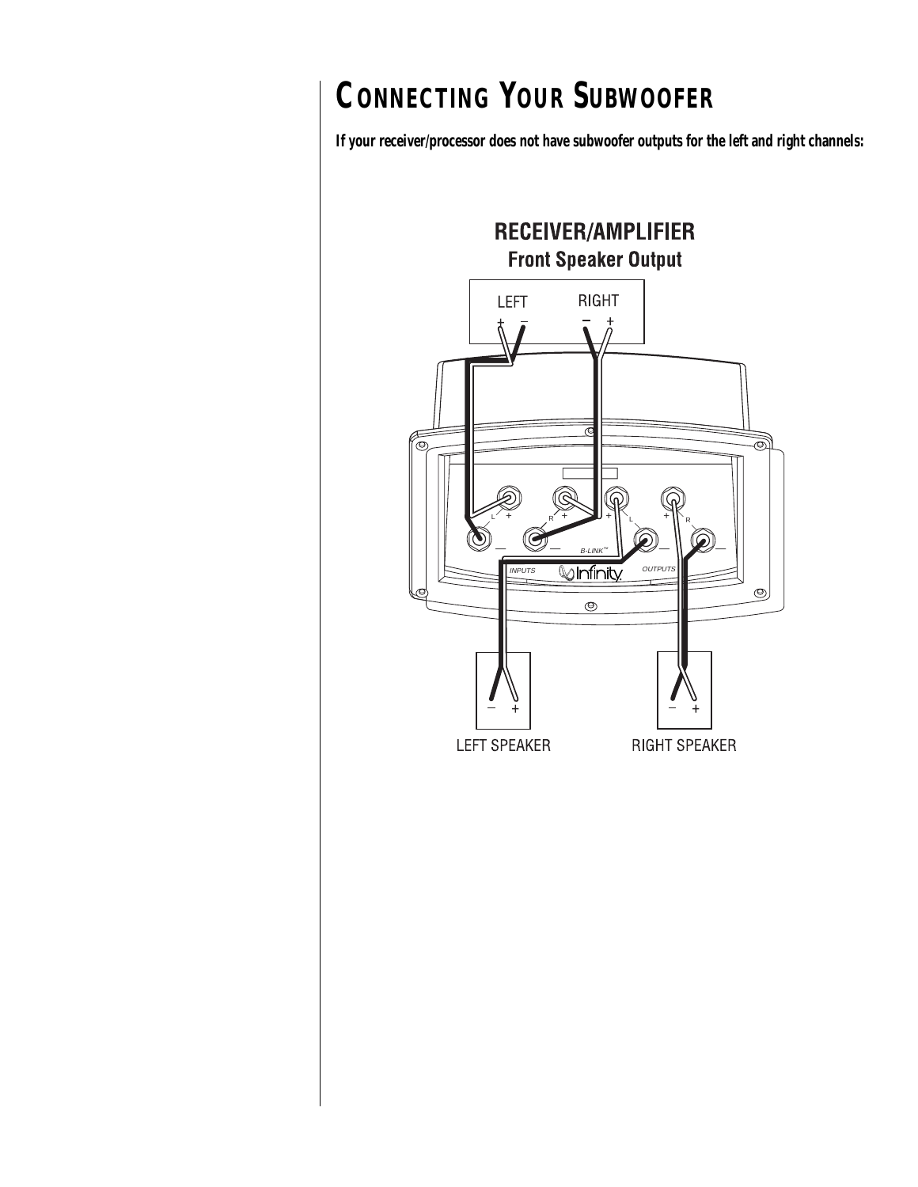# Connecting Your Subwoofer

**If your receiver/processor does not have subwoofer outputs for the left and right channels:**

RECEIVER/AMPLIFIER

Front Speaker Output

LEFT + –

RIGHT – +

L + R + + L + R

B-LINK™

INPUTS

OUTPUTS

Infinity

– +

LEFT SPEAKER

– +

RIGHT SPEAKER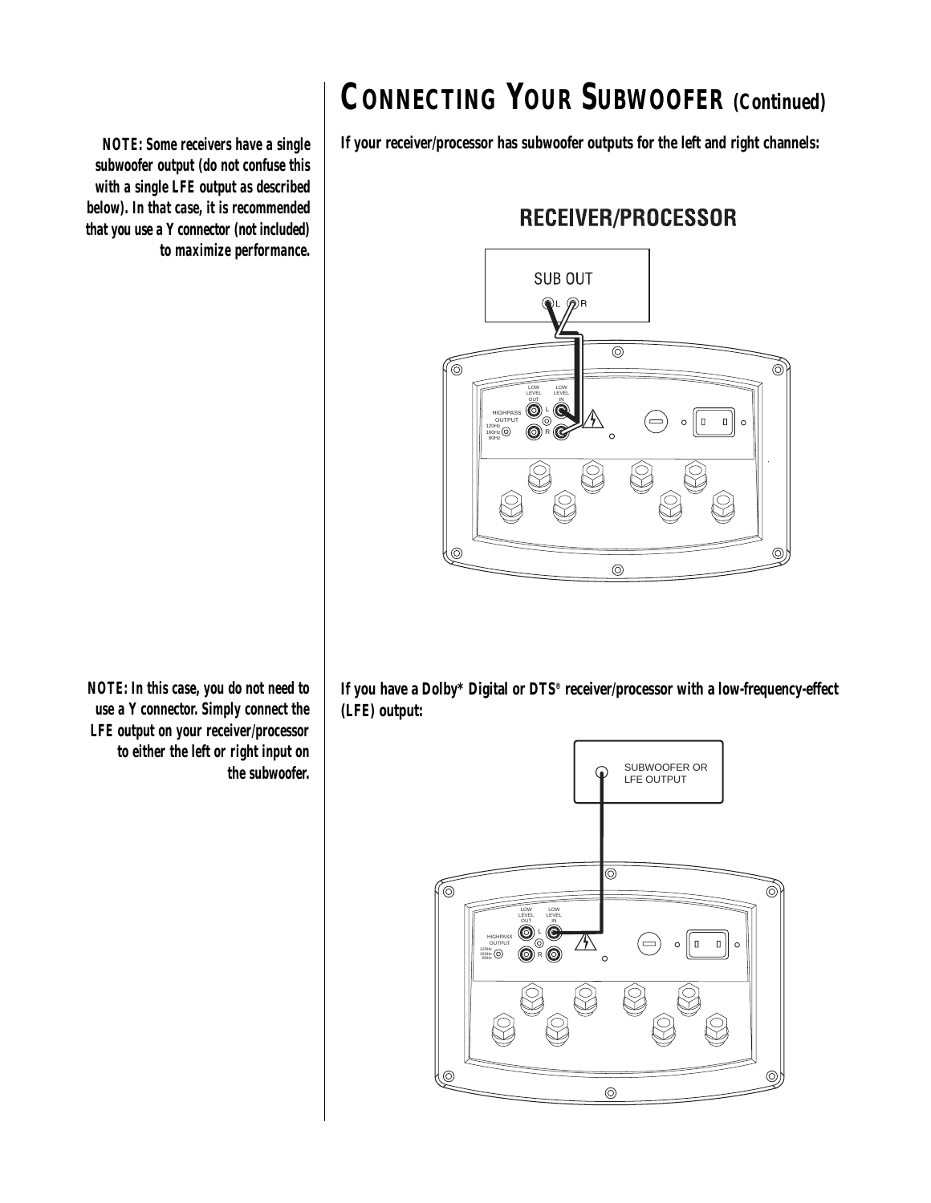# CONNECTING YOUR SUBWOOFER *(Continued)*

***NOTE:** Some receivers have a single subwoofer output (do not confuse this with a single LFE output as described below). In that case, it is recommended that you use a Y connector (not included) to maximize performance.*

**If your receiver/processor has subwoofer outputs for the left and right channels:**

RECEIVER/PROCESSOR

SUB OUT

L R

LOW LEVEL OUT

LOW LEVEL IN

HIGHPASS OUTPUT

120Hz

160Hz

80Hz

L

R

***NOTE:** In this case, you do not need to use a Y connector. Simply connect the LFE output on your receiver/processor to either the left or right input on the subwoofer.*

**If you have a Dolby\* Digital or DTS® receiver/processor with a low-frequency-effect (LFE) output:**

SUBWOOFER OR LFE OUTPUT

LOW LEVEL OUT

LOW LEVEL IN

HIGHPASS OUTPUT

120Hz

160Hz

80Hz

L

R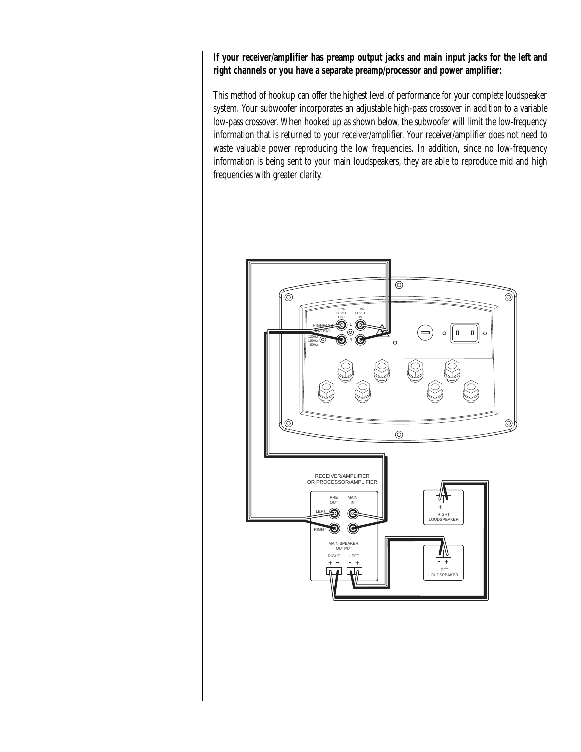**If your receiver/amplifier has preamp output jacks and main input jacks for the left and right channels or you have a separate preamp/processor and power amplifier:**

This method of hookup can offer the highest level of performance for your complete loudspeaker system. Your subwoofer incorporates an adjustable high-pass crossover *in addition* to a variable low-pass crossover. When hooked up as shown below, the subwoofer will limit the low-frequency information that is returned to your receiver/amplifier. Your receiver/amplifier does not need to waste valuable power reproducing the low frequencies. In addition, since no low-frequency information is being sent to your main loudspeakers, they are able to reproduce mid and high frequencies with greater clarity.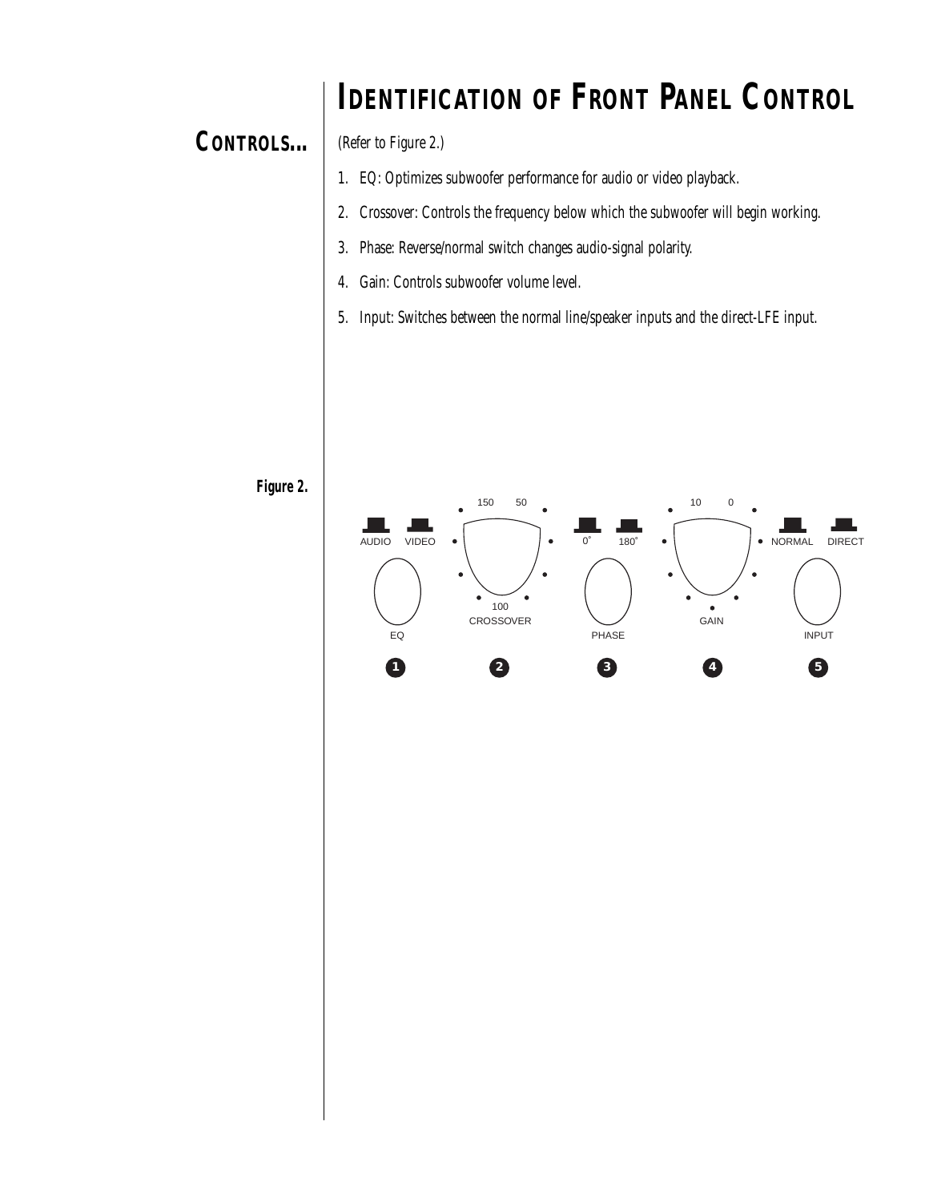# IDENTIFICATION OF FRONT PANEL CONTROL

## CONTROLS...

*(Refer to Figure 2.)*

1. EQ: Optimizes subwoofer performance for audio or video playback.
2. Crossover: Controls the frequency below which the subwoofer will begin working.
3. Phase: Reverse/normal switch changes audio-signal polarity.
4. Gain: Controls subwoofer volume level.
5. Input: Switches between the normal line/speaker inputs and the direct-LFE input.

**Figure 2.**

AUDIO VIDEO EQ 1

150 50 100 CROSSOVER 2

0˚ 180˚ PHASE 3

10 0 GAIN 4

NORMAL DIRECT INPUT 5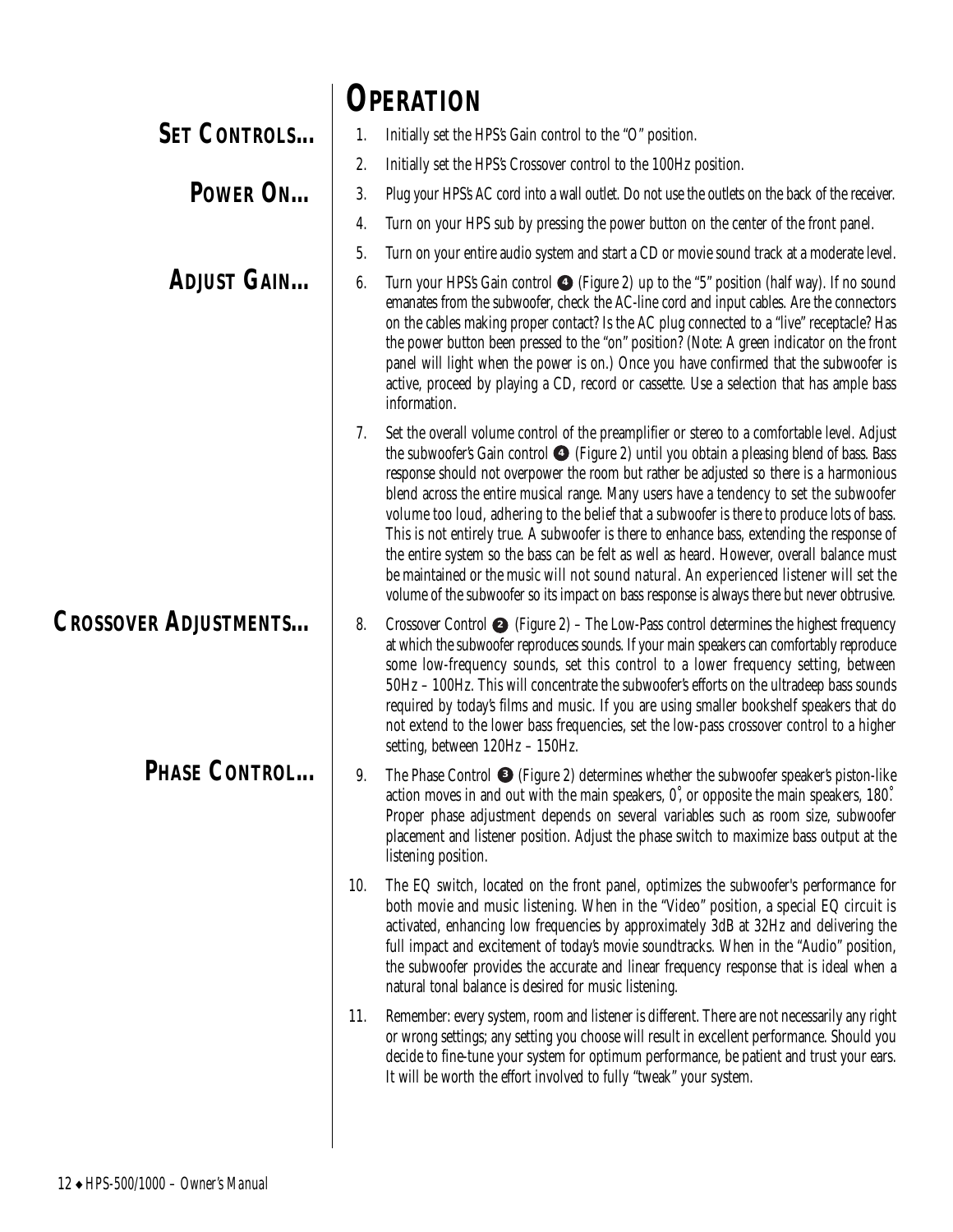# OPERATION

**SET CONTROLS...**

1. Initially set the HPS's Gain control to the "O" position.
2. Initially set the HPS's Crossover control to the 100Hz position.

**POWER ON...**

3. Plug your HPS's AC cord into a wall outlet. Do not use the outlets on the back of the receiver.
4. Turn on your HPS sub by pressing the power button on the center of the front panel.
5. Turn on your entire audio system and start a CD or movie sound track at a moderate level.

**ADJUST GAIN...**

6. Turn your HPS's Gain control ❹ (Figure 2) up to the "5" position (half way). If no sound emanates from the subwoofer, check the AC-line cord and input cables. Are the connectors on the cables making proper contact? Is the AC plug connected to a "live" receptacle? Has the power button been pressed to the "on" position? (Note: A green indicator on the front panel will light when the power is on.) Once you have confirmed that the subwoofer is active, proceed by playing a CD, record or cassette. Use a selection that has ample bass information.
7. Set the overall volume control of the preamplifier or stereo to a comfortable level. Adjust the subwoofer's Gain control ❹ (Figure 2) until you obtain a pleasing blend of bass. Bass response should not overpower the room but rather be adjusted so there is a harmonious blend across the entire musical range. Many users have a tendency to set the subwoofer volume too loud, adhering to the belief that a subwoofer is there to produce lots of bass. This is not entirely true. A subwoofer is there to enhance bass, extending the response of the entire system so the bass can be felt as well as heard. However, overall balance must be maintained or the music will not sound natural. An experienced listener will set the volume of the subwoofer so its impact on bass response is always there but never obtrusive.

**CROSSOVER ADJUSTMENTS...**

8. Crossover Control ❷ (Figure 2) – The Low-Pass control determines the highest frequency at which the subwoofer reproduces sounds. If your main speakers can comfortably reproduce some low-frequency sounds, set this control to a lower frequency setting, between 50Hz – 100Hz. This will concentrate the subwoofer's efforts on the ultradeep bass sounds required by today's films and music. If you are using smaller bookshelf speakers that do not extend to the lower bass frequencies, set the low-pass crossover control to a higher setting, between 120Hz – 150Hz.

**PHASE CONTROL...**

9. The Phase Control ❸ (Figure 2) determines whether the subwoofer speaker's piston-like action moves in and out with the main speakers, 0˚, or opposite the main speakers, 180˚. Proper phase adjustment depends on several variables such as room size, subwoofer placement and listener position. Adjust the phase switch to maximize bass output at the listening position.
10. The EQ switch, located on the front panel, optimizes the subwoofer's performance for both movie and music listening. When in the "Video" position, a special EQ circuit is activated, enhancing low frequencies by approximately 3dB at 32Hz and delivering the full impact and excitement of today's movie soundtracks. When in the "Audio" position, the subwoofer provides the accurate and linear frequency response that is ideal when a natural tonal balance is desired for music listening.
11. Remember: every system, room and listener is different. There are not necessarily any right or wrong settings; any setting you choose will result in excellent performance. Should you decide to fine-tune your system for optimum performance, be patient and trust your ears. It will be worth the effort involved to fully "tweak" your system.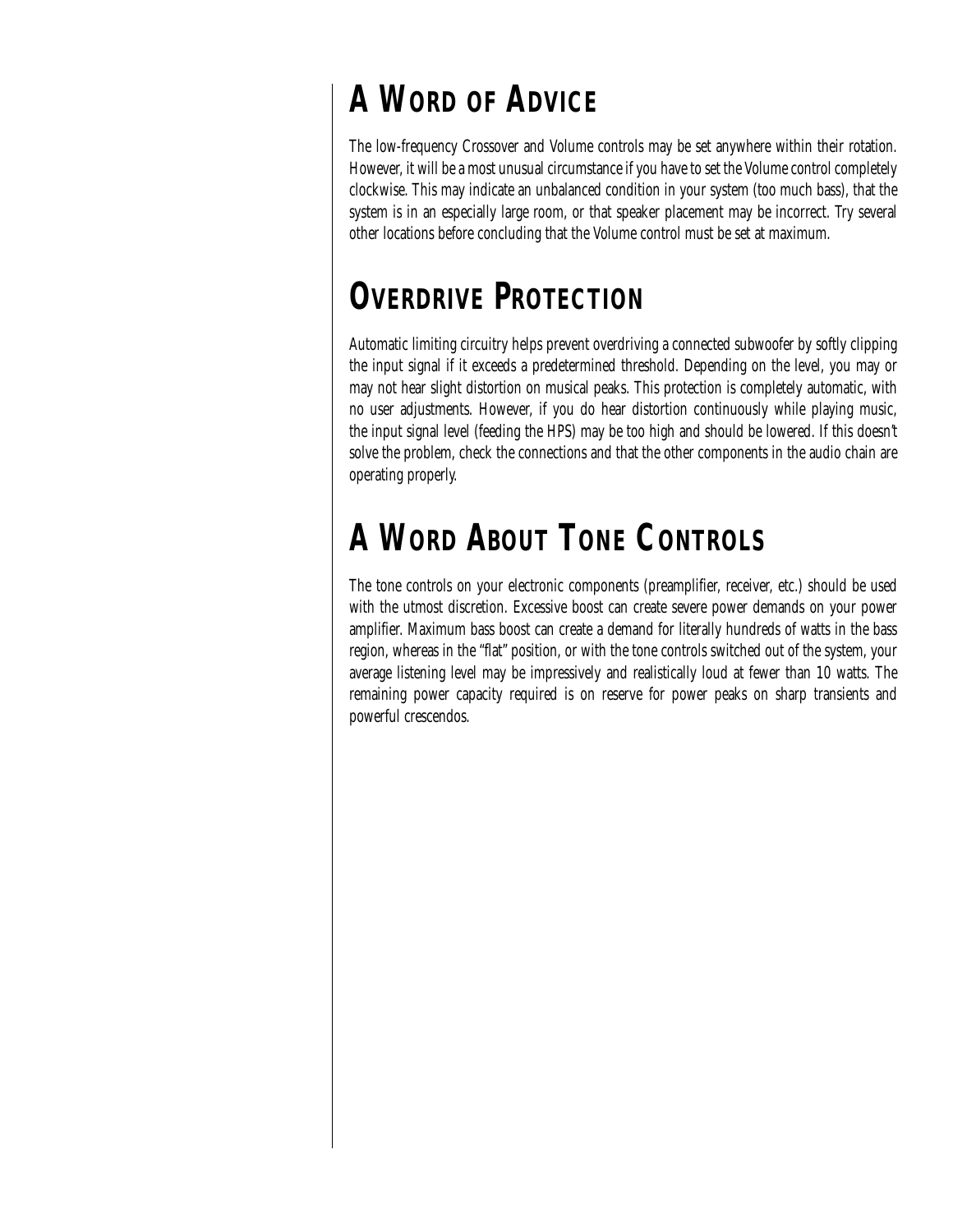## A Word of Advice

The low-frequency Crossover and Volume controls may be set anywhere within their rotation. However, it will be a most unusual circumstance if you have to set the Volume control completely clockwise. This may indicate an unbalanced condition in your system (too much bass), that the system is in an especially large room, or that speaker placement may be incorrect. Try several other locations before concluding that the Volume control must be set at maximum.

## Overdrive Protection

Automatic limiting circuitry helps prevent overdriving a connected subwoofer by softly clipping the input signal if it exceeds a predetermined threshold. Depending on the level, you may or may not hear slight distortion on musical peaks. This protection is completely automatic, with no user adjustments. However, if you do hear distortion continuously while playing music, the input signal level (feeding the HPS) may be too high and should be lowered. If this doesn't solve the problem, check the connections and that the other components in the audio chain are operating properly.

## A Word About Tone Controls

The tone controls on your electronic components (preamplifier, receiver, etc.) should be used with the utmost discretion. Excessive boost can create severe power demands on your power amplifier. Maximum bass boost can create a demand for literally hundreds of watts in the bass region, whereas in the "flat" position, or with the tone controls switched out of the system, your average listening level may be impressively and realistically loud at fewer than 10 watts. The remaining power capacity required is on reserve for power peaks on sharp transients and powerful crescendos.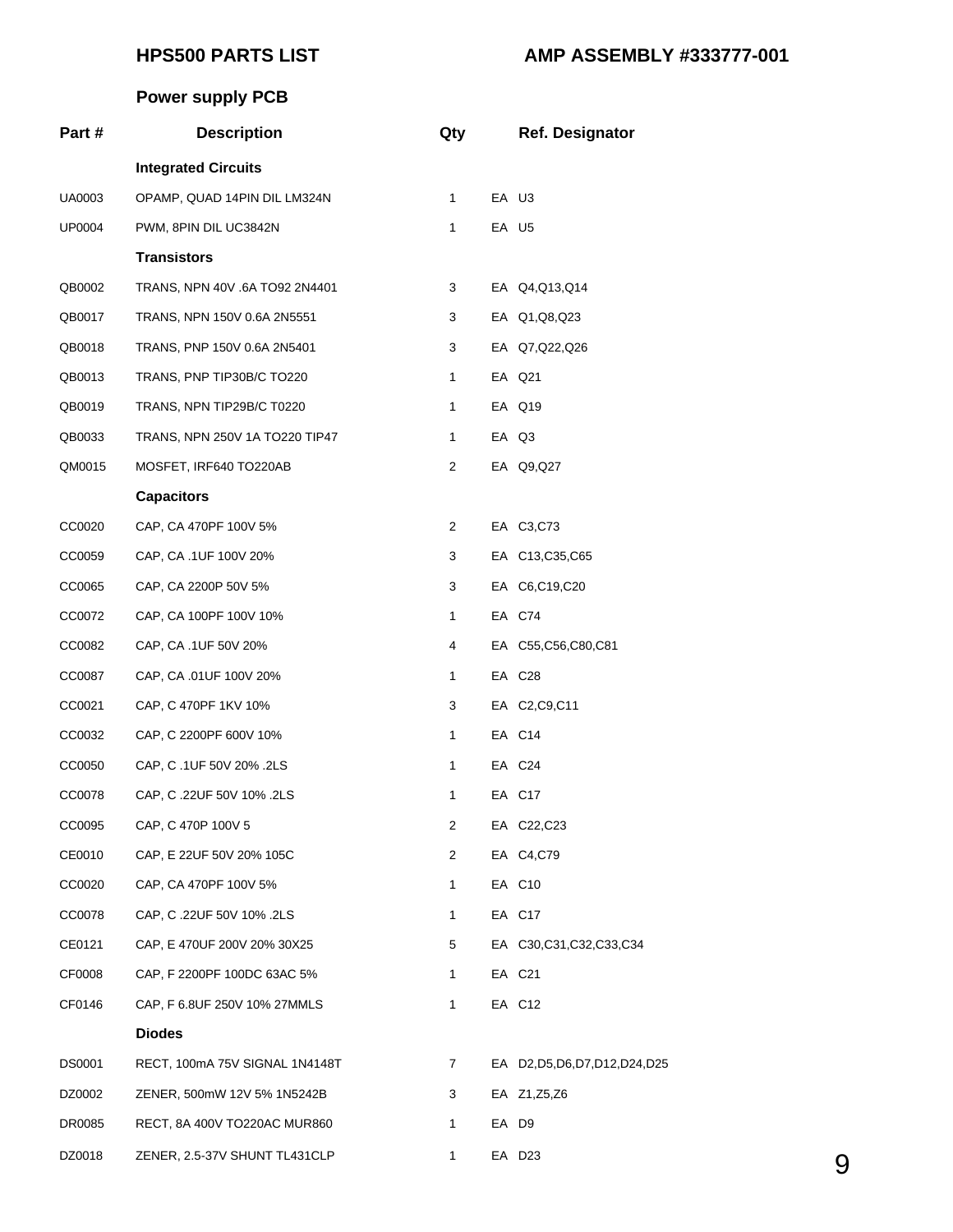## HPS500 PARTS LIST

## AMP ASSEMBLY #333777-001

### Power supply PCB

| Part # | Description | Qty | | Ref. Designator |
|---|---|---|---|---|
| | **Integrated Circuits** | | | |
| UA0003 | OPAMP, QUAD 14PIN DIL LM324N | 1 | EA | U3 |
| UP0004 | PWM, 8PIN DIL UC3842N | 1 | EA | U5 |
| | **Transistors** | | | |
| QB0002 | TRANS, NPN 40V .6A TO92 2N4401 | 3 | EA | Q4,Q13,Q14 |
| QB0017 | TRANS, NPN 150V 0.6A 2N5551 | 3 | EA | Q1,Q8,Q23 |
| QB0018 | TRANS, PNP 150V 0.6A 2N5401 | 3 | EA | Q7,Q22,Q26 |
| QB0013 | TRANS, PNP TIP30B/C TO220 | 1 | EA | Q21 |
| QB0019 | TRANS, NPN TIP29B/C T0220 | 1 | EA | Q19 |
| QB0033 | TRANS, NPN 250V 1A TO220 TIP47 | 1 | EA | Q3 |
| QM0015 | MOSFET, IRF640 TO220AB | 2 | EA | Q9,Q27 |
| | **Capacitors** | | | |
| CC0020 | CAP, CA 470PF 100V 5% | 2 | EA | C3,C73 |
| CC0059 | CAP, CA .1UF 100V 20% | 3 | EA | C13,C35,C65 |
| CC0065 | CAP, CA 2200P 50V 5% | 3 | EA | C6,C19,C20 |
| CC0072 | CAP, CA 100PF 100V 10% | 1 | EA | C74 |
| CC0082 | CAP, CA .1UF 50V 20% | 4 | EA | C55,C56,C80,C81 |
| CC0087 | CAP, CA .01UF 100V 20% | 1 | EA | C28 |
| CC0021 | CAP, C 470PF 1KV 10% | 3 | EA | C2,C9,C11 |
| CC0032 | CAP, C 2200PF 600V 10% | 1 | EA | C14 |
| CC0050 | CAP, C .1UF 50V 20% .2LS | 1 | EA | C24 |
| CC0078 | CAP, C .22UF 50V 10% .2LS | 1 | EA | C17 |
| CC0095 | CAP, C 470P 100V 5 | 2 | EA | C22,C23 |
| CE0010 | CAP, E 22UF 50V 20% 105C | 2 | EA | C4,C79 |
| CC0020 | CAP, CA 470PF 100V 5% | 1 | EA | C10 |
| CC0078 | CAP, C .22UF 50V 10% .2LS | 1 | EA | C17 |
| CE0121 | CAP, E 470UF 200V 20% 30X25 | 5 | EA | C30,C31,C32,C33,C34 |
| CF0008 | CAP, F 2200PF 100DC 63AC 5% | 1 | EA | C21 |
| CF0146 | CAP, F 6.8UF 250V 10% 27MMLS | 1 | EA | C12 |
| | **Diodes** | | | |
| DS0001 | RECT, 100mA 75V SIGNAL 1N4148T | 7 | EA | D2,D5,D6,D7,D12,D24,D25 |
| DZ0002 | ZENER, 500mW 12V 5% 1N5242B | 3 | EA | Z1,Z5,Z6 |
| DR0085 | RECT, 8A 400V TO220AC MUR860 | 1 | EA | D9 |
| DZ0018 | ZENER, 2.5-37V SHUNT TL431CLP | 1 | EA | D23 |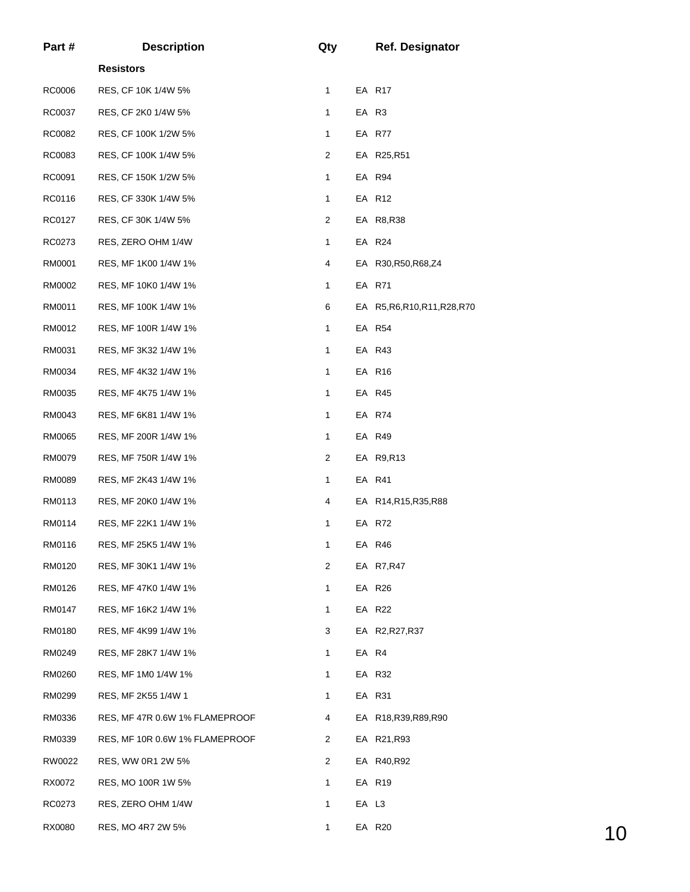| Part # | Description | Qty | | Ref. Designator |
|---|---|---|---|---|
| | **Resistors** | | | |
| RC0006 | RES, CF 10K 1/4W 5% | 1 | EA | R17 |
| RC0037 | RES, CF 2K0 1/4W 5% | 1 | EA | R3 |
| RC0082 | RES, CF 100K 1/2W 5% | 1 | EA | R77 |
| RC0083 | RES, CF 100K 1/4W 5% | 2 | EA | R25,R51 |
| RC0091 | RES, CF 150K 1/2W 5% | 1 | EA | R94 |
| RC0116 | RES, CF 330K 1/4W 5% | 1 | EA | R12 |
| RC0127 | RES, CF 30K 1/4W 5% | 2 | EA | R8,R38 |
| RC0273 | RES, ZERO OHM 1/4W | 1 | EA | R24 |
| RM0001 | RES, MF 1K00 1/4W 1% | 4 | EA | R30,R50,R68,Z4 |
| RM0002 | RES, MF 10K0 1/4W 1% | 1 | EA | R71 |
| RM0011 | RES, MF 100K 1/4W 1% | 6 | EA | R5,R6,R10,R11,R28,R70 |
| RM0012 | RES, MF 100R 1/4W 1% | 1 | EA | R54 |
| RM0031 | RES, MF 3K32 1/4W 1% | 1 | EA | R43 |
| RM0034 | RES, MF 4K32 1/4W 1% | 1 | EA | R16 |
| RM0035 | RES, MF 4K75 1/4W 1% | 1 | EA | R45 |
| RM0043 | RES, MF 6K81 1/4W 1% | 1 | EA | R74 |
| RM0065 | RES, MF 200R 1/4W 1% | 1 | EA | R49 |
| RM0079 | RES, MF 750R 1/4W 1% | 2 | EA | R9,R13 |
| RM0089 | RES, MF 2K43 1/4W 1% | 1 | EA | R41 |
| RM0113 | RES, MF 20K0 1/4W 1% | 4 | EA | R14,R15,R35,R88 |
| RM0114 | RES, MF 22K1 1/4W 1% | 1 | EA | R72 |
| RM0116 | RES, MF 25K5 1/4W 1% | 1 | EA | R46 |
| RM0120 | RES, MF 30K1 1/4W 1% | 2 | EA | R7,R47 |
| RM0126 | RES, MF 47K0 1/4W 1% | 1 | EA | R26 |
| RM0147 | RES, MF 16K2 1/4W 1% | 1 | EA | R22 |
| RM0180 | RES, MF 4K99 1/4W 1% | 3 | EA | R2,R27,R37 |
| RM0249 | RES, MF 28K7 1/4W 1% | 1 | EA | R4 |
| RM0260 | RES, MF 1M0 1/4W 1% | 1 | EA | R32 |
| RM0299 | RES, MF 2K55 1/4W 1 | 1 | EA | R31 |
| RM0336 | RES, MF 47R 0.6W 1% FLAMEPROOF | 4 | EA | R18,R39,R89,R90 |
| RM0339 | RES, MF 10R 0.6W 1% FLAMEPROOF | 2 | EA | R21,R93 |
| RW0022 | RES, WW 0R1 2W 5% | 2 | EA | R40,R92 |
| RX0072 | RES, MO 100R 1W 5% | 1 | EA | R19 |
| RC0273 | RES, ZERO OHM 1/4W | 1 | EA | L3 |
| RX0080 | RES, MO 4R7 2W 5% | 1 | EA | R20 |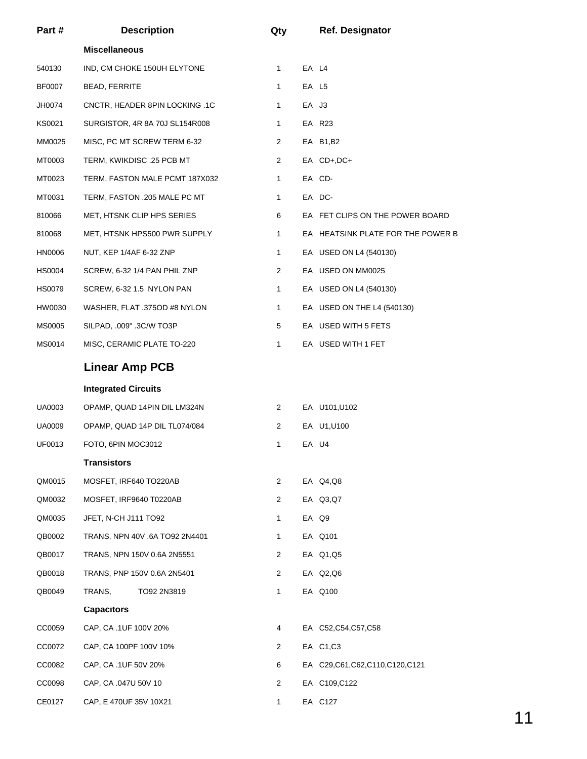| Part # | Description | Qty | | Ref. Designator |
|---|---|---|---|---|
| | **Miscellaneous** | | | |
| 540130 | IND, CM CHOKE 150UH ELYTONE | 1 | EA | L4 |
| BF0007 | BEAD, FERRITE | 1 | EA | L5 |
| JH0074 | CNCTR, HEADER 8PIN LOCKING .1C | 1 | EA | J3 |
| KS0021 | SURGISTOR, 4R 8A 70J SL154R008 | 1 | EA | R23 |
| MM0025 | MISC, PC MT SCREW TERM 6-32 | 2 | EA | B1,B2 |
| MT0003 | TERM, KWIKDISC .25 PCB MT | 2 | EA | CD+,DC+ |
| MT0023 | TERM, FASTON MALE PCMT 187X032 | 1 | EA | CD- |
| MT0031 | TERM, FASTON .205 MALE PC MT | 1 | EA | DC- |
| 810066 | MET, HTSNK CLIP HPS SERIES | 6 | EA | FET CLIPS ON THE POWER BOARD |
| 810068 | MET, HTSNK HPS500 PWR SUPPLY | 1 | EA | HEATSINK PLATE FOR THE POWER B |
| HN0006 | NUT, KEP 1/4AF 6-32 ZNP | 1 | EA | USED ON L4 (540130) |
| HS0004 | SCREW, 6-32 1/4 PAN PHIL ZNP | 2 | EA | USED ON MM0025 |
| HS0079 | SCREW, 6-32 1.5 NYLON PAN | 1 | EA | USED ON L4 (540130) |
| HW0030 | WASHER, FLAT .375OD #8 NYLON | 1 | EA | USED ON THE L4 (540130) |
| MS0005 | SILPAD, .009" .3C/W TO3P | 5 | EA | USED WITH 5 FETS |
| MS0014 | MISC, CERAMIC PLATE TO-220 | 1 | EA | USED WITH 1 FET |
| | **Linear Amp PCB** | | | |
| | **Integrated Circuits** | | | |
| UA0003 | OPAMP, QUAD 14PIN DIL LM324N | 2 | EA | U101,U102 |
| UA0009 | OPAMP, QUAD 14P DIL TL074/084 | 2 | EA | U1,U100 |
| UF0013 | FOTO, 6PIN MOC3012 | 1 | EA | U4 |
| | **Transistors** | | | |
| QM0015 | MOSFET, IRF640 TO220AB | 2 | EA | Q4,Q8 |
| QM0032 | MOSFET, IRF9640 T0220AB | 2 | EA | Q3,Q7 |
| QM0035 | JFET, N-CH J111 TO92 | 1 | EA | Q9 |
| QB0002 | TRANS, NPN 40V .6A TO92 2N4401 | 1 | EA | Q101 |
| QB0017 | TRANS, NPN 150V 0.6A 2N5551 | 2 | EA | Q1,Q5 |
| QB0018 | TRANS, PNP 150V 0.6A 2N5401 | 2 | EA | Q2,Q6 |
| QB0049 | TRANS, TO92 2N3819 | 1 | EA | Q100 |
| | **Capacitors** | | | |
| CC0059 | CAP, CA .1UF 100V 20% | 4 | EA | C52,C54,C57,C58 |
| CC0072 | CAP, CA 100PF 100V 10% | 2 | EA | C1,C3 |
| CC0082 | CAP, CA .1UF 50V 20% | 6 | EA | C29,C61,C62,C110,C120,C121 |
| CC0098 | CAP, CA .047U 50V 10 | 2 | EA | C109,C122 |
| CE0127 | CAP, E 470UF 35V 10X21 | 1 | EA | C127 |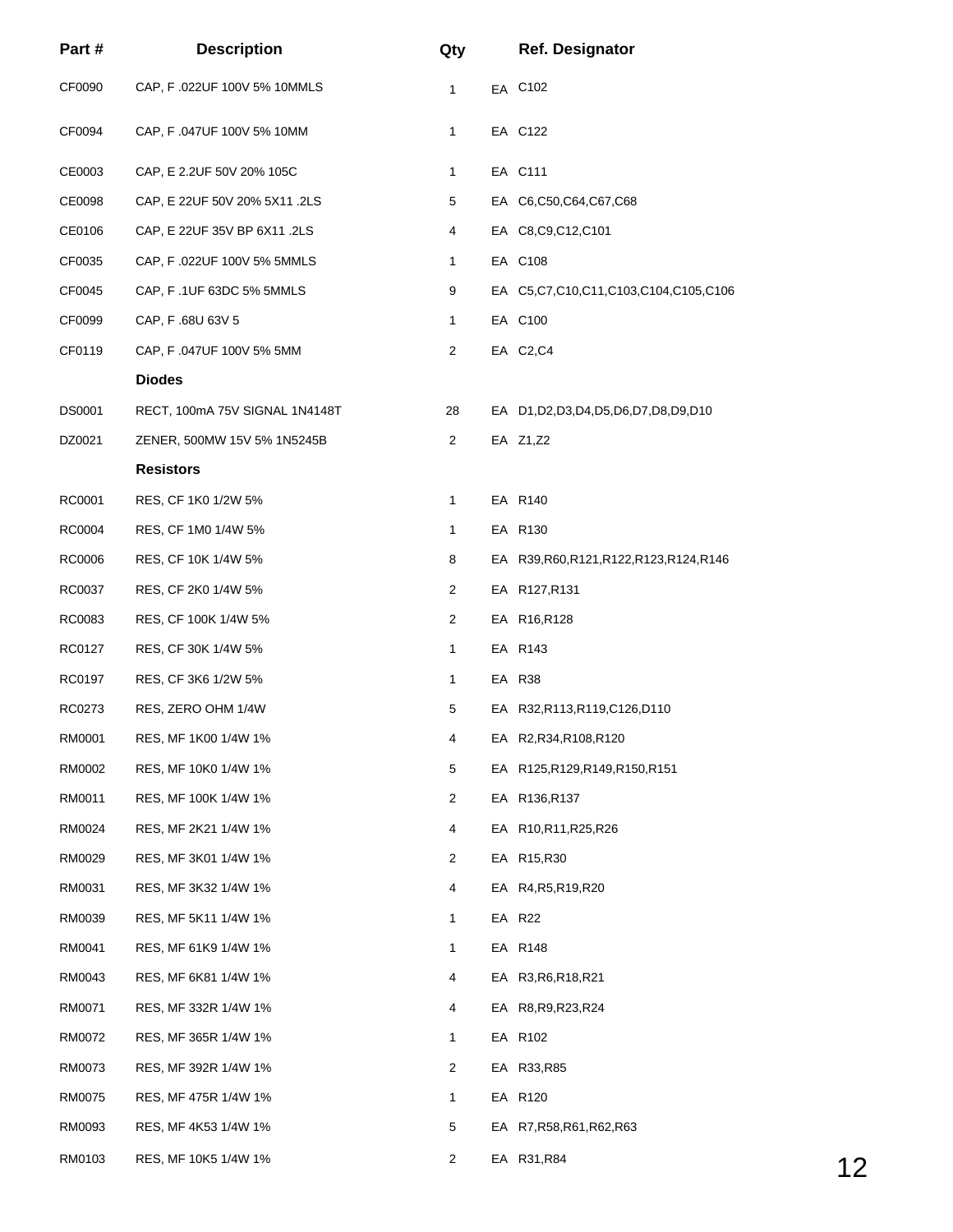| Part # | Description | Qty | | Ref. Designator |
|---|---|---|---|---|
| CF0090 | CAP, F .022UF 100V 5% 10MMLS | 1 | EA | C102 |
| CF0094 | CAP, F .047UF 100V 5% 10MM | 1 | EA | C122 |
| CE0003 | CAP, E 2.2UF 50V 20% 105C | 1 | EA | C111 |
| CE0098 | CAP, E 22UF 50V 20% 5X11 .2LS | 5 | EA | C6,C50,C64,C67,C68 |
| CE0106 | CAP, E 22UF 35V BP 6X11 .2LS | 4 | EA | C8,C9,C12,C101 |
| CF0035 | CAP, F .022UF 100V 5% 5MMLS | 1 | EA | C108 |
| CF0045 | CAP, F .1UF 63DC 5% 5MMLS | 9 | EA | C5,C7,C10,C11,C103,C104,C105,C106 |
| CF0099 | CAP, F .68U 63V 5 | 1 | EA | C100 |
| CF0119 | CAP, F .047UF 100V 5% 5MM | 2 | EA | C2,C4 |
| | **Diodes** | | | |
| DS0001 | RECT, 100mA 75V SIGNAL 1N4148T | 28 | EA | D1,D2,D3,D4,D5,D6,D7,D8,D9,D10 |
| DZ0021 | ZENER, 500MW 15V 5% 1N5245B | 2 | EA | Z1,Z2 |
| | **Resistors** | | | |
| RC0001 | RES, CF 1K0 1/2W 5% | 1 | EA | R140 |
| RC0004 | RES, CF 1M0 1/4W 5% | 1 | EA | R130 |
| RC0006 | RES, CF 10K 1/4W 5% | 8 | EA | R39,R60,R121,R122,R123,R124,R146 |
| RC0037 | RES, CF 2K0 1/4W 5% | 2 | EA | R127,R131 |
| RC0083 | RES, CF 100K 1/4W 5% | 2 | EA | R16,R128 |
| RC0127 | RES, CF 30K 1/4W 5% | 1 | EA | R143 |
| RC0197 | RES, CF 3K6 1/2W 5% | 1 | EA | R38 |
| RC0273 | RES, ZERO OHM 1/4W | 5 | EA | R32,R113,R119,C126,D110 |
| RM0001 | RES, MF 1K00 1/4W 1% | 4 | EA | R2,R34,R108,R120 |
| RM0002 | RES, MF 10K0 1/4W 1% | 5 | EA | R125,R129,R149,R150,R151 |
| RM0011 | RES, MF 100K 1/4W 1% | 2 | EA | R136,R137 |
| RM0024 | RES, MF 2K21 1/4W 1% | 4 | EA | R10,R11,R25,R26 |
| RM0029 | RES, MF 3K01 1/4W 1% | 2 | EA | R15,R30 |
| RM0031 | RES, MF 3K32 1/4W 1% | 4 | EA | R4,R5,R19,R20 |
| RM0039 | RES, MF 5K11 1/4W 1% | 1 | EA | R22 |
| RM0041 | RES, MF 61K9 1/4W 1% | 1 | EA | R148 |
| RM0043 | RES, MF 6K81 1/4W 1% | 4 | EA | R3,R6,R18,R21 |
| RM0071 | RES, MF 332R 1/4W 1% | 4 | EA | R8,R9,R23,R24 |
| RM0072 | RES, MF 365R 1/4W 1% | 1 | EA | R102 |
| RM0073 | RES, MF 392R 1/4W 1% | 2 | EA | R33,R85 |
| RM0075 | RES, MF 475R 1/4W 1% | 1 | EA | R120 |
| RM0093 | RES, MF 4K53 1/4W 1% | 5 | EA | R7,R58,R61,R62,R63 |
| RM0103 | RES, MF 10K5 1/4W 1% | 2 | EA | R31,R84 |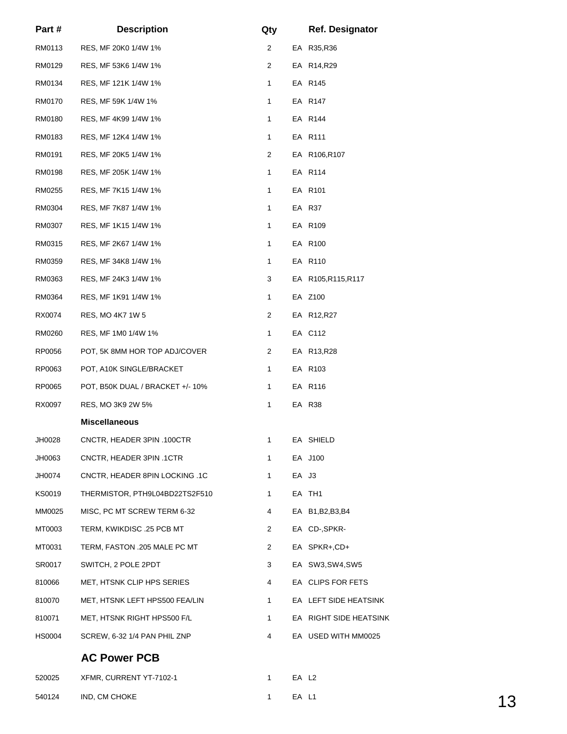| Part # | Description | Qty | | Ref. Designator |
|---|---|---|---|---|
| RM0113 | RES, MF 20K0 1/4W 1% | 2 | EA | R35,R36 |
| RM0129 | RES, MF 53K6 1/4W 1% | 2 | EA | R14,R29 |
| RM0134 | RES, MF 121K 1/4W 1% | 1 | EA | R145 |
| RM0170 | RES, MF 59K 1/4W 1% | 1 | EA | R147 |
| RM0180 | RES, MF 4K99 1/4W 1% | 1 | EA | R144 |
| RM0183 | RES, MF 12K4 1/4W 1% | 1 | EA | R111 |
| RM0191 | RES, MF 20K5 1/4W 1% | 2 | EA | R106,R107 |
| RM0198 | RES, MF 205K 1/4W 1% | 1 | EA | R114 |
| RM0255 | RES, MF 7K15 1/4W 1% | 1 | EA | R101 |
| RM0304 | RES, MF 7K87 1/4W 1% | 1 | EA | R37 |
| RM0307 | RES, MF 1K15 1/4W 1% | 1 | EA | R109 |
| RM0315 | RES, MF 2K67 1/4W 1% | 1 | EA | R100 |
| RM0359 | RES, MF 34K8 1/4W 1% | 1 | EA | R110 |
| RM0363 | RES, MF 24K3 1/4W 1% | 3 | EA | R105,R115,R117 |
| RM0364 | RES, MF 1K91 1/4W 1% | 1 | EA | Z100 |
| RX0074 | RES, MO 4K7 1W 5 | 2 | EA | R12,R27 |
| RM0260 | RES, MF 1M0 1/4W 1% | 1 | EA | C112 |
| RP0056 | POT, 5K 8MM HOR TOP ADJ/COVER | 2 | EA | R13,R28 |
| RP0063 | POT, A10K SINGLE/BRACKET | 1 | EA | R103 |
| RP0065 | POT, B50K DUAL / BRACKET +/- 10% | 1 | EA | R116 |
| RX0097 | RES, MO 3K9 2W 5% | 1 | EA | R38 |
| | **Miscellaneous** | | | |
| JH0028 | CNCTR, HEADER 3PIN .100CTR | 1 | EA | SHIELD |
| JH0063 | CNCTR, HEADER 3PIN .1CTR | 1 | EA | J100 |
| JH0074 | CNCTR, HEADER 8PIN LOCKING .1C | 1 | EA | J3 |
| KS0019 | THERMISTOR, PTH9L04BD22TS2F510 | 1 | EA | TH1 |
| MM0025 | MISC, PC MT SCREW TERM 6-32 | 4 | EA | B1,B2,B3,B4 |
| MT0003 | TERM, KWIKDISC .25 PCB MT | 2 | EA | CD-,SPKR- |
| MT0031 | TERM, FASTON .205 MALE PC MT | 2 | EA | SPKR+,CD+ |
| SR0017 | SWITCH, 2 POLE 2PDT | 3 | EA | SW3,SW4,SW5 |
| 810066 | MET, HTSNK CLIP HPS SERIES | 4 | EA | CLIPS FOR FETS |
| 810070 | MET, HTSNK LEFT HPS500 FEA/LIN | 1 | EA | LEFT SIDE HEATSINK |
| 810071 | MET, HTSNK RIGHT HPS500 F/L | 1 | EA | RIGHT SIDE HEATSINK |
| HS0004 | SCREW, 6-32 1/4 PAN PHIL ZNP | 4 | EA | USED WITH MM0025 |
| | **AC Power PCB** | | | |
| 520025 | XFMR, CURRENT YT-7102-1 | 1 | EA | L2 |
| 540124 | IND, CM CHOKE | 1 | EA | L1 |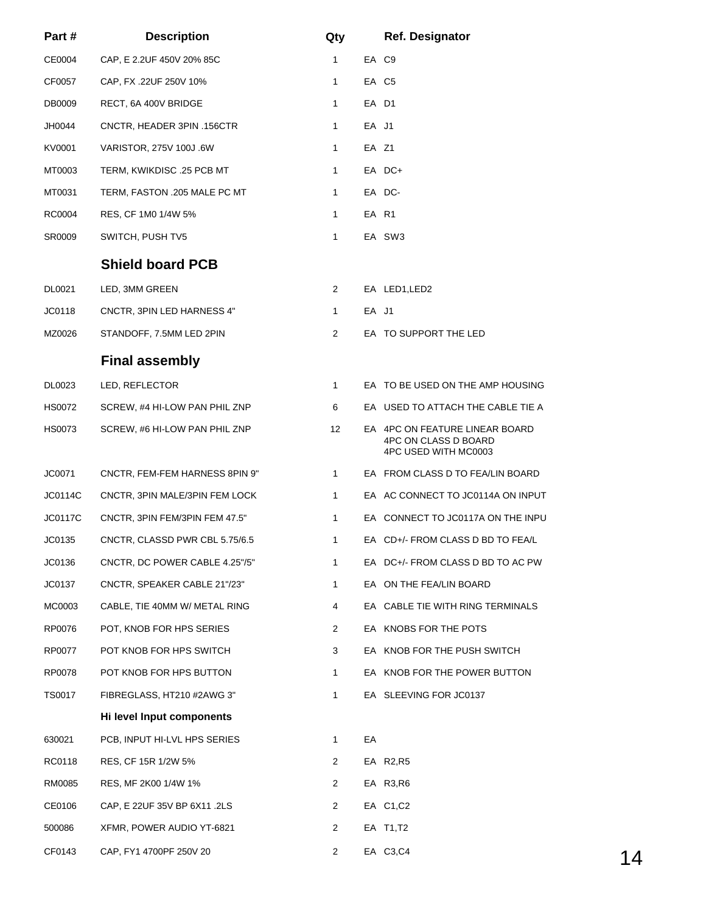| Part # | Description | Qty | | Ref. Designator |
|---|---|---|---|---|
| CE0004 | CAP, E 2.2UF 450V 20% 85C | 1 | EA | C9 |
| CF0057 | CAP, FX .22UF 250V 10% | 1 | EA | C5 |
| DB0009 | RECT, 6A 400V BRIDGE | 1 | EA | D1 |
| JH0044 | CNCTR, HEADER 3PIN .156CTR | 1 | EA | J1 |
| KV0001 | VARISTOR, 275V 100J .6W | 1 | EA | Z1 |
| MT0003 | TERM, KWIKDISC .25 PCB MT | 1 | EA | DC+ |
| MT0031 | TERM, FASTON .205 MALE PC MT | 1 | EA | DC- |
| RC0004 | RES, CF 1M0 1/4W 5% | 1 | EA | R1 |
| SR0009 | SWITCH, PUSH TV5 | 1 | EA | SW3 |
| | **Shield board PCB** | | | |
| DL0021 | LED, 3MM GREEN | 2 | EA | LED1,LED2 |
| JC0118 | CNCTR, 3PIN LED HARNESS 4" | 1 | EA | J1 |
| MZ0026 | STANDOFF, 7.5MM LED 2PIN | 2 | EA | TO SUPPORT THE LED |
| | **Final assembly** | | | |
| DL0023 | LED, REFLECTOR | 1 | EA | TO BE USED ON THE AMP HOUSING |
| HS0072 | SCREW, #4 HI-LOW PAN PHIL ZNP | 6 | EA | USED TO ATTACH THE CABLE TIE A |
| HS0073 | SCREW, #6 HI-LOW PAN PHIL ZNP | 12 | EA | 4PC ON FEATURE LINEAR BOARD 4PC ON CLASS D BOARD 4PC USED WITH MC0003 |
| JC0071 | CNCTR, FEM-FEM HARNESS 8PIN 9" | 1 | EA | FROM CLASS D TO FEA/LIN BOARD |
| JC0114C | CNCTR, 3PIN MALE/3PIN FEM LOCK | 1 | EA | AC CONNECT TO JC0114A ON INPUT |
| JC0117C | CNCTR, 3PIN FEM/3PIN FEM 47.5" | 1 | EA | CONNECT TO JC0117A ON THE INPU |
| JC0135 | CNCTR, CLASSD PWR CBL 5.75/6.5 | 1 | EA | CD+/- FROM CLASS D BD TO FEA/L |
| JC0136 | CNCTR, DC POWER CABLE 4.25"/5" | 1 | EA | DC+/- FROM CLASS D BD TO AC PW |
| JC0137 | CNCTR, SPEAKER CABLE 21"/23" | 1 | EA | ON THE FEA/LIN BOARD |
| MC0003 | CABLE, TIE 40MM W/ METAL RING | 4 | EA | CABLE TIE WITH RING TERMINALS |
| RP0076 | POT, KNOB FOR HPS SERIES | 2 | EA | KNOBS FOR THE POTS |
| RP0077 | POT KNOB FOR HPS SWITCH | 3 | EA | KNOB FOR THE PUSH SWITCH |
| RP0078 | POT KNOB FOR HPS BUTTON | 1 | EA | KNOB FOR THE POWER BUTTON |
| TS0017 | FIBREGLASS, HT210 #2AWG 3" | 1 | EA | SLEEVING FOR JC0137 |
| | **Hi level Input components** | | | |
| 630021 | PCB, INPUT HI-LVL HPS SERIES | 1 | EA | |
| RC0118 | RES, CF 15R 1/2W 5% | 2 | EA | R2,R5 |
| RM0085 | RES, MF 2K00 1/4W 1% | 2 | EA | R3,R6 |
| CE0106 | CAP, E 22UF 35V BP 6X11 .2LS | 2 | EA | C1,C2 |
| 500086 | XFMR, POWER AUDIO YT-6821 | 2 | EA | T1,T2 |
| CF0143 | CAP, FY1 4700PF 250V 20 | 2 | EA | C3,C4 |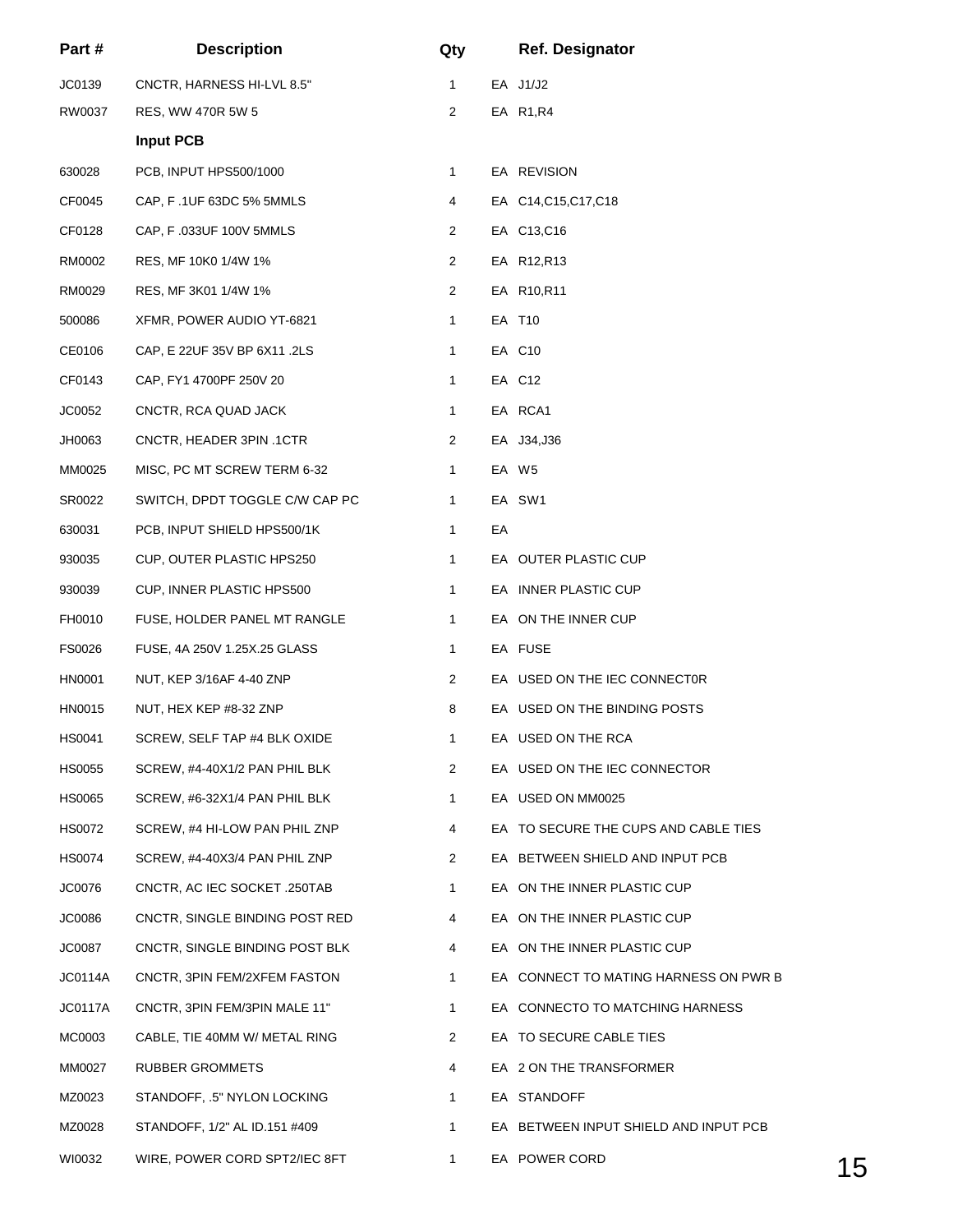| Part # | Description | Qty | | Ref. Designator |
|---|---|---|---|---|
| JC0139 | CNCTR, HARNESS HI-LVL 8.5" | 1 | EA | J1/J2 |
| RW0037 | RES, WW 470R 5W 5 | 2 | EA | R1,R4 |
| | **Input PCB** | | | |
| 630028 | PCB, INPUT HPS500/1000 | 1 | EA | REVISION |
| CF0045 | CAP, F .1UF 63DC 5% 5MMLS | 4 | EA | C14,C15,C17,C18 |
| CF0128 | CAP, F .033UF 100V 5MMLS | 2 | EA | C13,C16 |
| RM0002 | RES, MF 10K0 1/4W 1% | 2 | EA | R12,R13 |
| RM0029 | RES, MF 3K01 1/4W 1% | 2 | EA | R10,R11 |
| 500086 | XFMR, POWER AUDIO YT-6821 | 1 | EA | T10 |
| CE0106 | CAP, E 22UF 35V BP 6X11 .2LS | 1 | EA | C10 |
| CF0143 | CAP, FY1 4700PF 250V 20 | 1 | EA | C12 |
| JC0052 | CNCTR, RCA QUAD JACK | 1 | EA | RCA1 |
| JH0063 | CNCTR, HEADER 3PIN .1CTR | 2 | EA | J34,J36 |
| MM0025 | MISC, PC MT SCREW TERM 6-32 | 1 | EA | W5 |
| SR0022 | SWITCH, DPDT TOGGLE C/W CAP PC | 1 | EA | SW1 |
| 630031 | PCB, INPUT SHIELD HPS500/1K | 1 | EA | |
| 930035 | CUP, OUTER PLASTIC HPS250 | 1 | EA | OUTER PLASTIC CUP |
| 930039 | CUP, INNER PLASTIC HPS500 | 1 | EA | INNER PLASTIC CUP |
| FH0010 | FUSE, HOLDER PANEL MT RANGLE | 1 | EA | ON THE INNER CUP |
| FS0026 | FUSE, 4A 250V 1.25X.25 GLASS | 1 | EA | FUSE |
| HN0001 | NUT, KEP 3/16AF 4-40 ZNP | 2 | EA | USED ON THE IEC CONNECT0R |
| HN0015 | NUT, HEX KEP #8-32 ZNP | 8 | EA | USED ON THE BINDING POSTS |
| HS0041 | SCREW, SELF TAP #4 BLK OXIDE | 1 | EA | USED ON THE RCA |
| HS0055 | SCREW, #4-40X1/2 PAN PHIL BLK | 2 | EA | USED ON THE IEC CONNECTOR |
| HS0065 | SCREW, #6-32X1/4 PAN PHIL BLK | 1 | EA | USED ON MM0025 |
| HS0072 | SCREW, #4 HI-LOW PAN PHIL ZNP | 4 | EA | TO SECURE THE CUPS AND CABLE TIES |
| HS0074 | SCREW, #4-40X3/4 PAN PHIL ZNP | 2 | EA | BETWEEN SHIELD AND INPUT PCB |
| JC0076 | CNCTR, AC IEC SOCKET .250TAB | 1 | EA | ON THE INNER PLASTIC CUP |
| JC0086 | CNCTR, SINGLE BINDING POST RED | 4 | EA | ON THE INNER PLASTIC CUP |
| JC0087 | CNCTR, SINGLE BINDING POST BLK | 4 | EA | ON THE INNER PLASTIC CUP |
| JC0114A | CNCTR, 3PIN FEM/2XFEM FASTON | 1 | EA | CONNECT TO MATING HARNESS ON PWR B |
| JC0117A | CNCTR, 3PIN FEM/3PIN MALE 11" | 1 | EA | CONNECTO TO MATCHING HARNESS |
| MC0003 | CABLE, TIE 40MM W/ METAL RING | 2 | EA | TO SECURE CABLE TIES |
| MM0027 | RUBBER GROMMETS | 4 | EA | 2 ON THE TRANSFORMER |
| MZ0023 | STANDOFF, .5" NYLON LOCKING | 1 | EA | STANDOFF |
| MZ0028 | STANDOFF, 1/2" AL ID.151 #409 | 1 | EA | BETWEEN INPUT SHIELD AND INPUT PCB |
| WI0032 | WIRE, POWER CORD SPT2/IEC 8FT | 1 | EA | POWER CORD |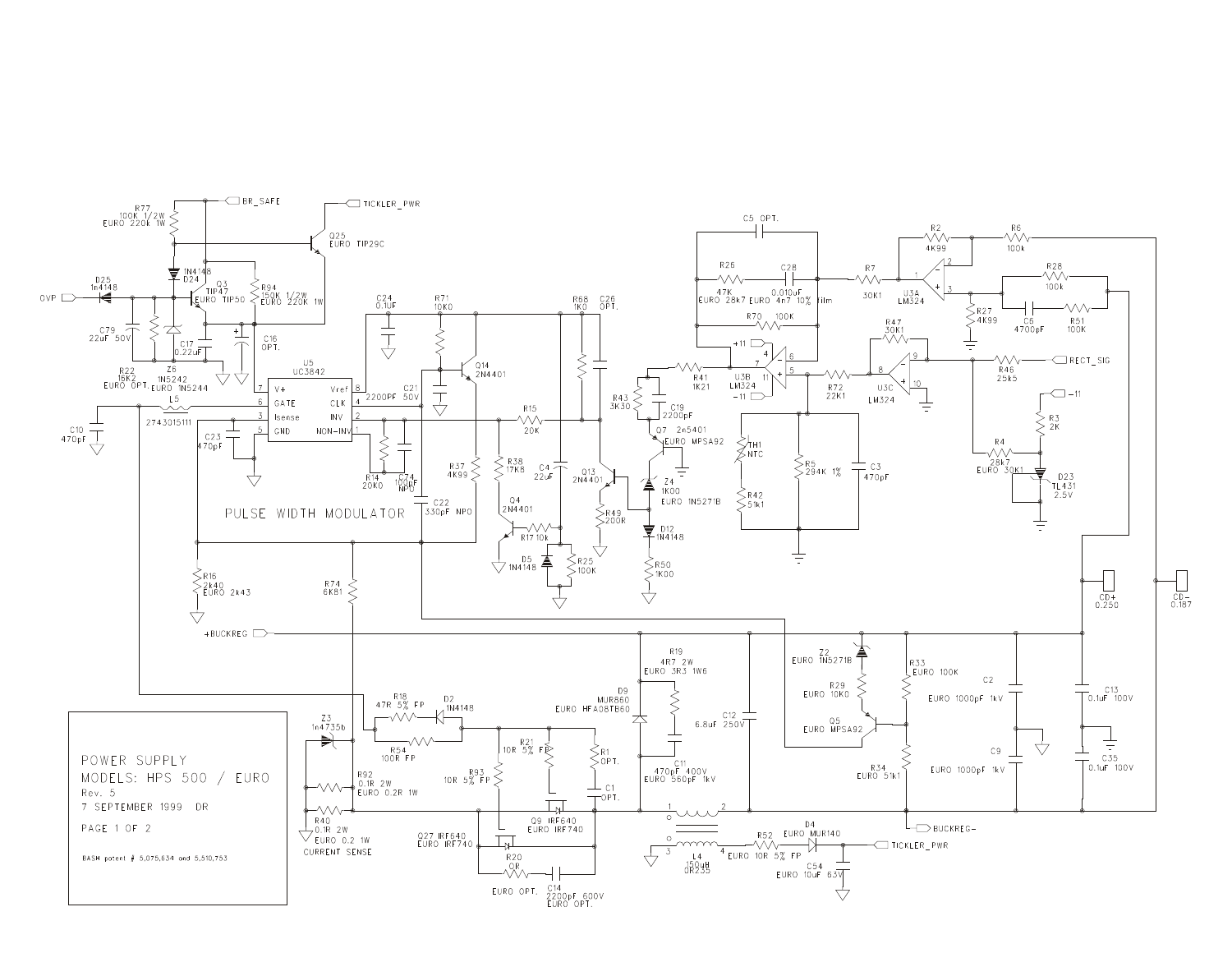POWER SUPPLY
MODELS: HPS 500 / EURO
Rev. 5
7 SEPTEMBER 1999 DR

PAGE 1 OF 2

BASH patent # 5,075,634 and 5,510,753

PULSE WIDTH MODULATOR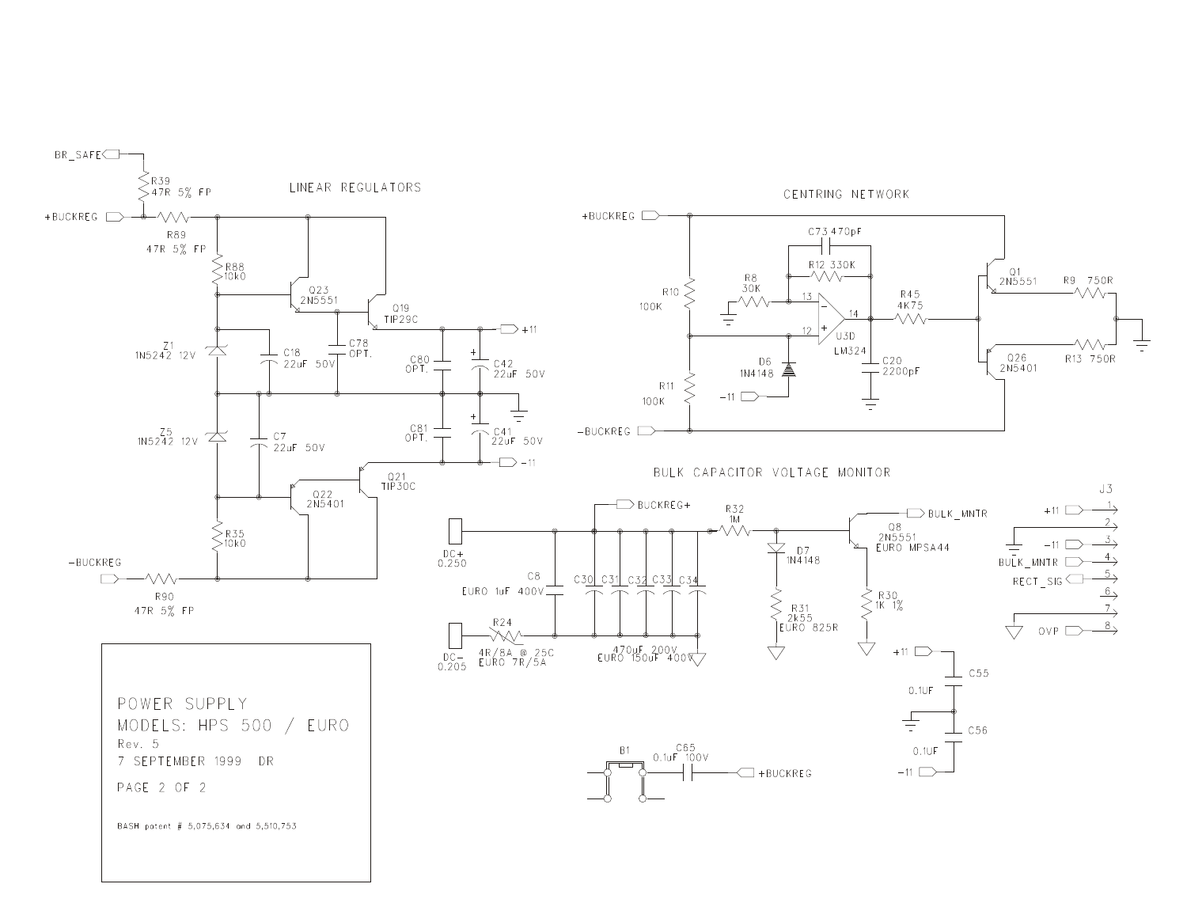## LINEAR REGULATORS

BR_SAFE

R39
47R 5% FP

+BUCKREG

R89
47R 5% FP

R88
10k0

Q23
2N5551

Q19
TIP29C

+11

Z1
1N5242 12V

C18
22uF 50V

C78
OPT.

C80
OPT.

C42
22uF 50V

Z5
1N5242 12V

C7
22uF 50V

C81
OPT.

C41
22uF 50V

-11

Q21
TIP30C

Q22
2N5401

R35
10k0

-BUCKREG

R90
47R 5% FP

## CENTRING NETWORK

+BUCKREG

C73 470pF

R12 330K

R8
30K

R10
100K

13

12

14

U3D
LM324

R45
4K75

Q1
2N5551

R9 750R

D6
1N4148

C20
2200pF

Q26
2N5401

R13 750R

R11
100K

-11

-BUCKREG

## BULK CAPACITOR VOLTAGE MONITOR

BUCKREG+

R32
1M

BULK_MNTR

Q8
2N5551
EURO MPSA44

D7
1N4148

DC+
0.250

C8
EURO 1uF 400V

C30 C31 C32 C33 C34

R31
2k55
EURO 825R

R30
1K 1%

DC-
0.205

R24
4R/8A @ 25C
EURO 7R/5A

470uF 200V
EURO 150uF 400V

J3

| Pin | Signal |
|---|---|
| 1 | +11 |
| 2 | (ground) |
| 3 | -11 |
| 4 | BULK_MNTR |
| 5 | RECT_SIG |
| 6 | |
| 7 | (ground) |
| 8 | OVP |

+11

C55
0.1UF

C56
0.1UF

-11

B1

C65
0.1uF 100V

+BUCKREG

POWER SUPPLY
MODELS: HPS 500 / EURO
Rev. 5
7 SEPTEMBER 1999 DR

PAGE 2 OF 2

BASH patent # 5,075,634 and 5,510,753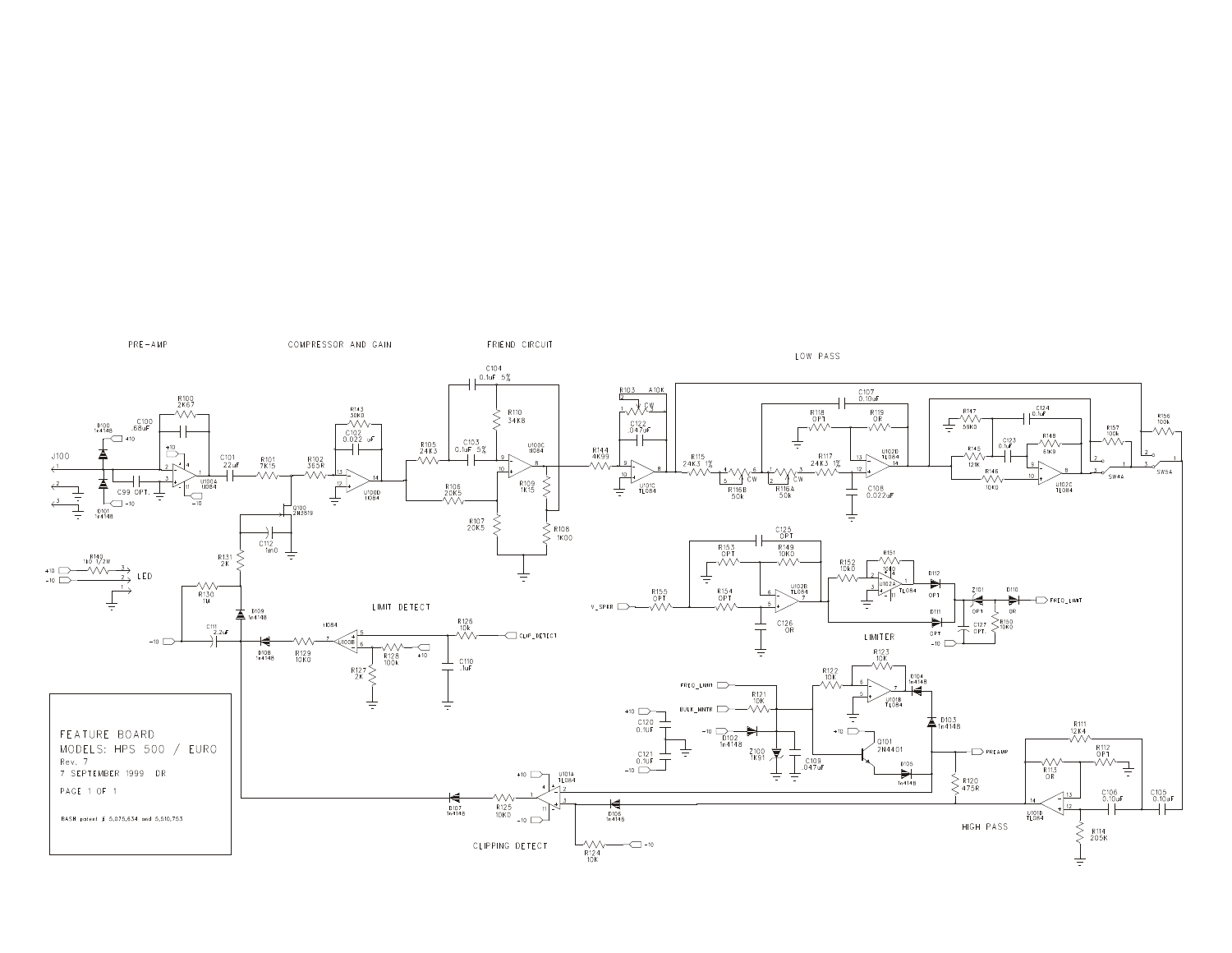PRE-AMP

COMPRESSOR AND GAIN

FRIEND CIRCUIT

LOW PASS

LIMIT DETECT

LIMITER

CLIPPING DETECT

HIGH PASS

LED

FEATURE BOARD
MODELS: HPS 500 / EURO
Rev. 7
7 SEPTEMBER 1999 DR

PAGE 1 OF 1

BASH patent # 5,075,634 and 5,510,753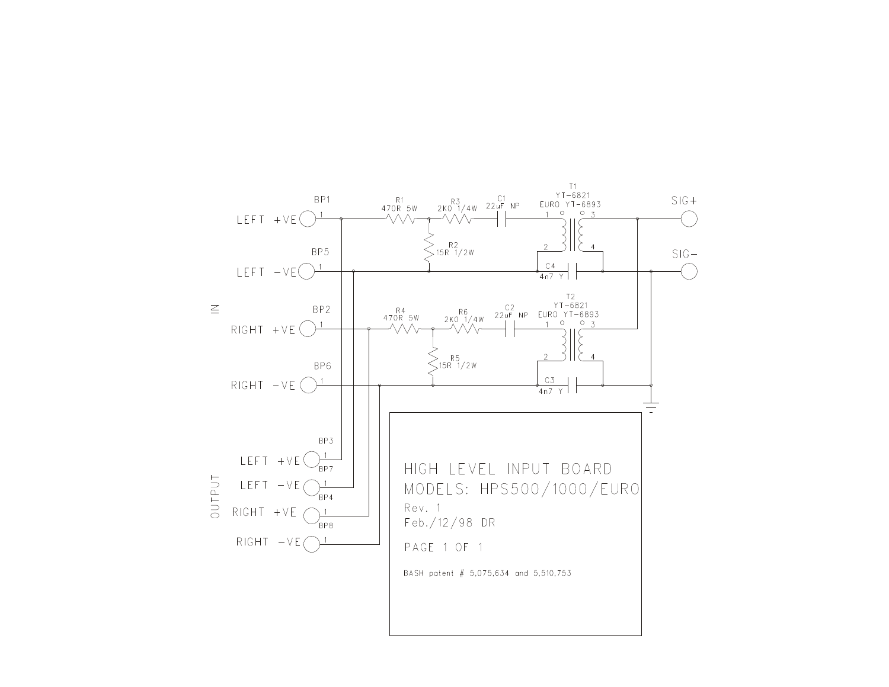LEFT +VE BP1 1

LEFT -VE BP5 1

IN

RIGHT +VE BP2 1

RIGHT -VE BP6 1

R1 470R 5W

R3 2K0 1/4W

C1 22uF NP

R2 15R 1/2W

T1 YT-6821 EURO YT-6893

1 3 2 4

C4 4n7 Y

SIG+

SIG-

R4 470R 5W

R6 2K0 1/4W

C2 22uF NP

R5 15R 1/2W

T2 YT-6821 EURO YT-6893

1 3 2 4

C3 4n7 Y

OUTPUT

BP3 LEFT +VE 1

BP7 LEFT -VE 1

BP4 RIGHT +VE 1

BP8 RIGHT -VE 1

HIGH LEVEL INPUT BOARD
MODELS: HPS500/1000/EURO

Rev. 1

Feb./12/98 DR

PAGE 1 OF 1

BASH patent # 5,075,634 and 5,510,753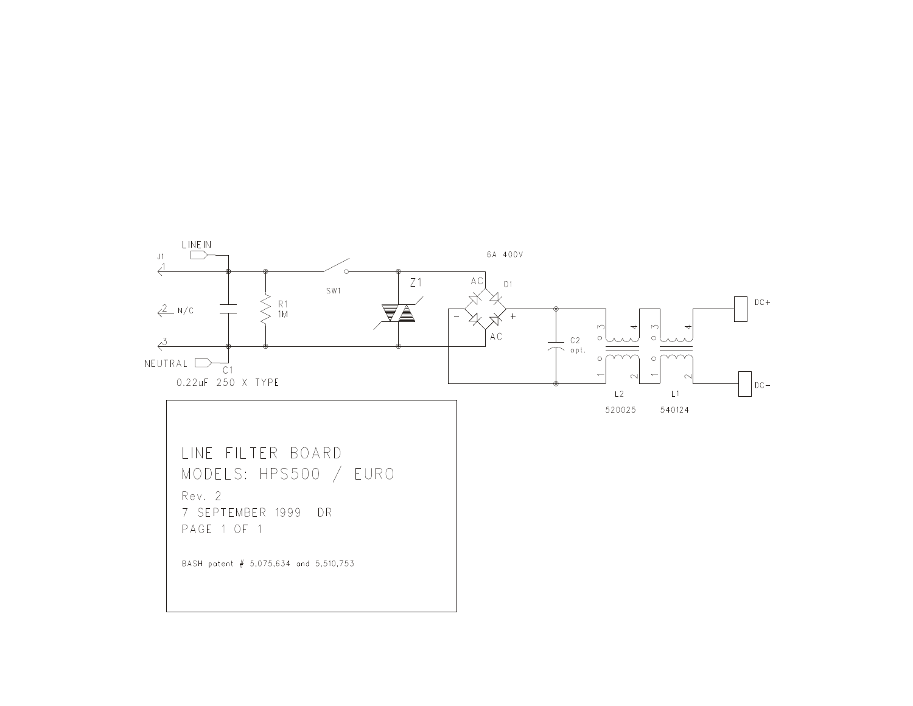LINEIN

J1

1

2 N/C

3

NEUTRAL

C1

0.22uF 250 X TYPE

R1
1M

SW1

Z1

6A 400V

AC

D1

AC

C2
opt.

L2

520025

L1

540124

DC+

DC-

# LINE FILTER BOARD

# MODELS: HPS500 / EURO

Rev. 2

7 SEPTEMBER 1999 DR

PAGE 1 OF 1

BASH patent # 5,075,634 and 5,510,753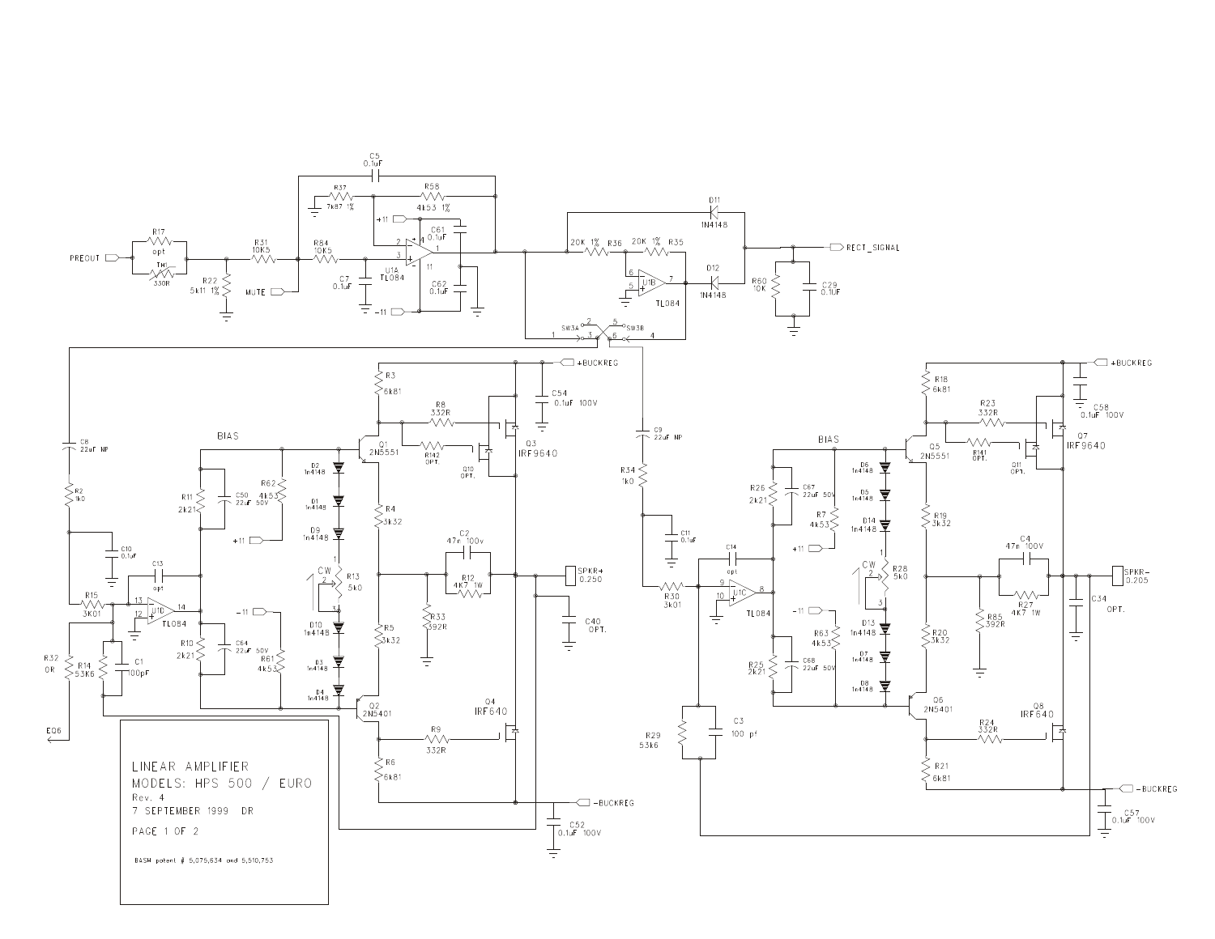LINEAR AMPLIFIER
MODELS: HPS 500 / EURO
Rev. 4
7 SEPTEMBER 1999 DR

PAGE 1 OF 2

BASH patent # 5,075,634 and 5,510,753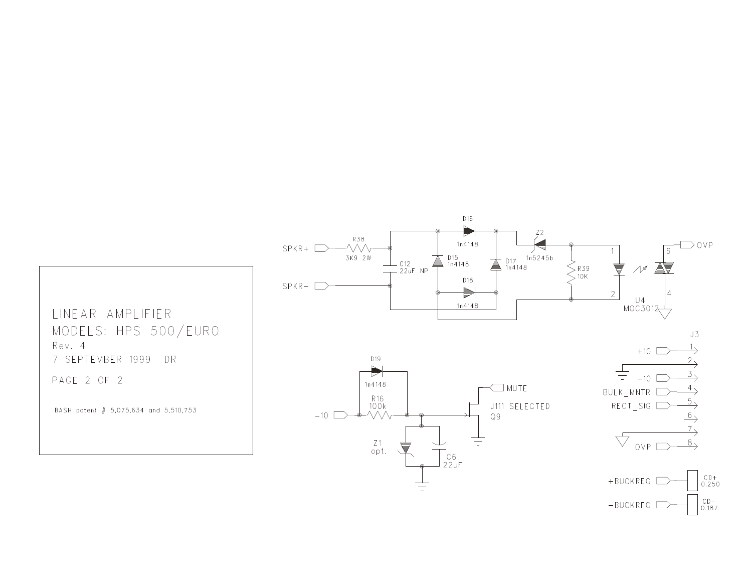LINEAR AMPLIFIER

MODELS: HPS 500/EURO

Rev. 4

7 SEPTEMBER 1999 DR

PAGE 2 OF 2

BASH patent # 5,075,634 and 5,510,753

SPKR+ R38 3K9 2W C12 22uF NP SPKR- D15 1n4148 D16 1n4148 D17 1n4148 D18 1n4148 Z2 1n5245b R39 10K 1 2 U4 MOC3012 6 4 OVP

D19 1n4148 R16 100k -10 Z1 opt. C6 22uF MUTE J111 SELECTED Q9

J3

+10 1

2

-10 3

BULK_MNTR 4

RECT_SIG 5

6

7

OVP 8

+BUCKREG CD+ 0.250

-BUCKREG CD- 0.187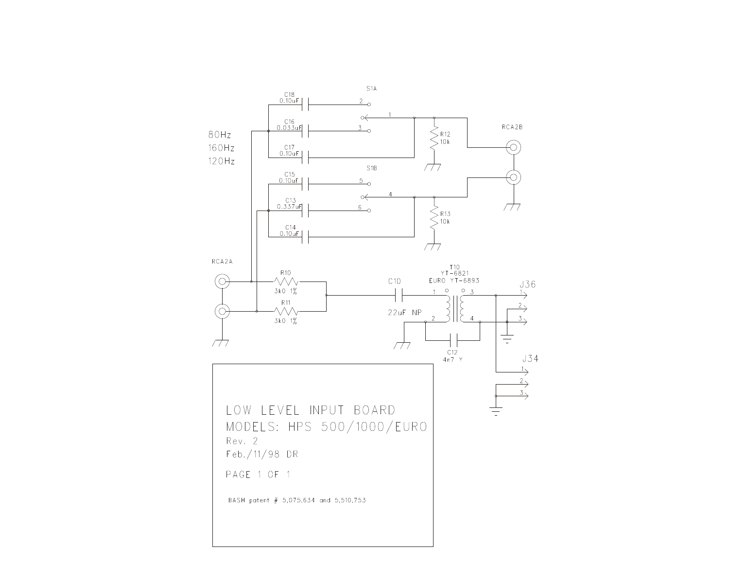80Hz
160Hz
120Hz

C18
0.10uF

C16
0.033uF

C17
0.10uF

S1A

R12
10k

RCA2B

C15
0.10uF

C13
0.337uF

C14
0.10uF

S1B

R13
10k

RCA2A

R10
3k0 1%

R11
3k0 1%

C10
22uF NP

T10
YT-6821
EURO YT-6893

C12
4n7 Y

J36

J34

LOW LEVEL INPUT BOARD
MODELS: HPS 500/1000/EURO
Rev. 2
Feb./11/98 DR

PAGE 1 OF 1

BASH patent # 5,075,634 and 5,510,753